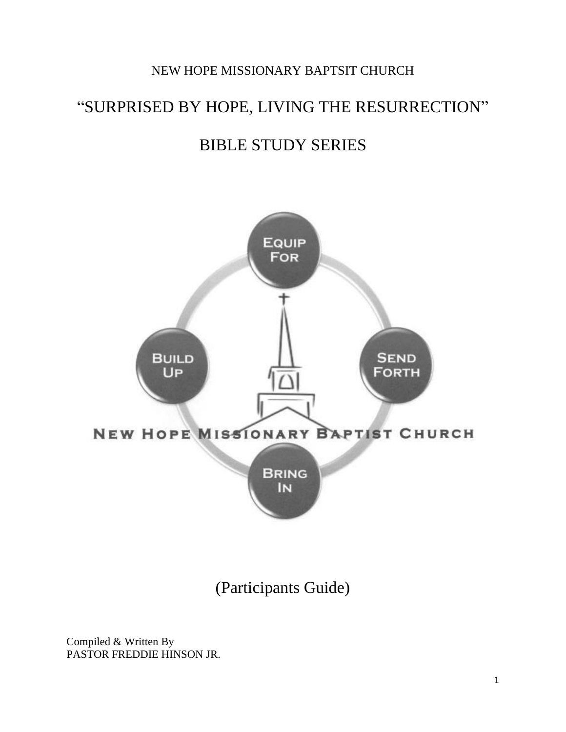NEW HOPE MISSIONARY BAPTSIT CHURCH

# "SURPRISED BY HOPE, LIVING THE RESURRECTION"

# BIBLE STUDY SERIES

EQUIP FOR

BUILD UP

SEND FORTH

NEW HOPE MISSIONARY BAPTIST CHURCH

BRING IN

(Participants Guide)

Compiled & Written By
PASTOR FREDDIE HINSON JR.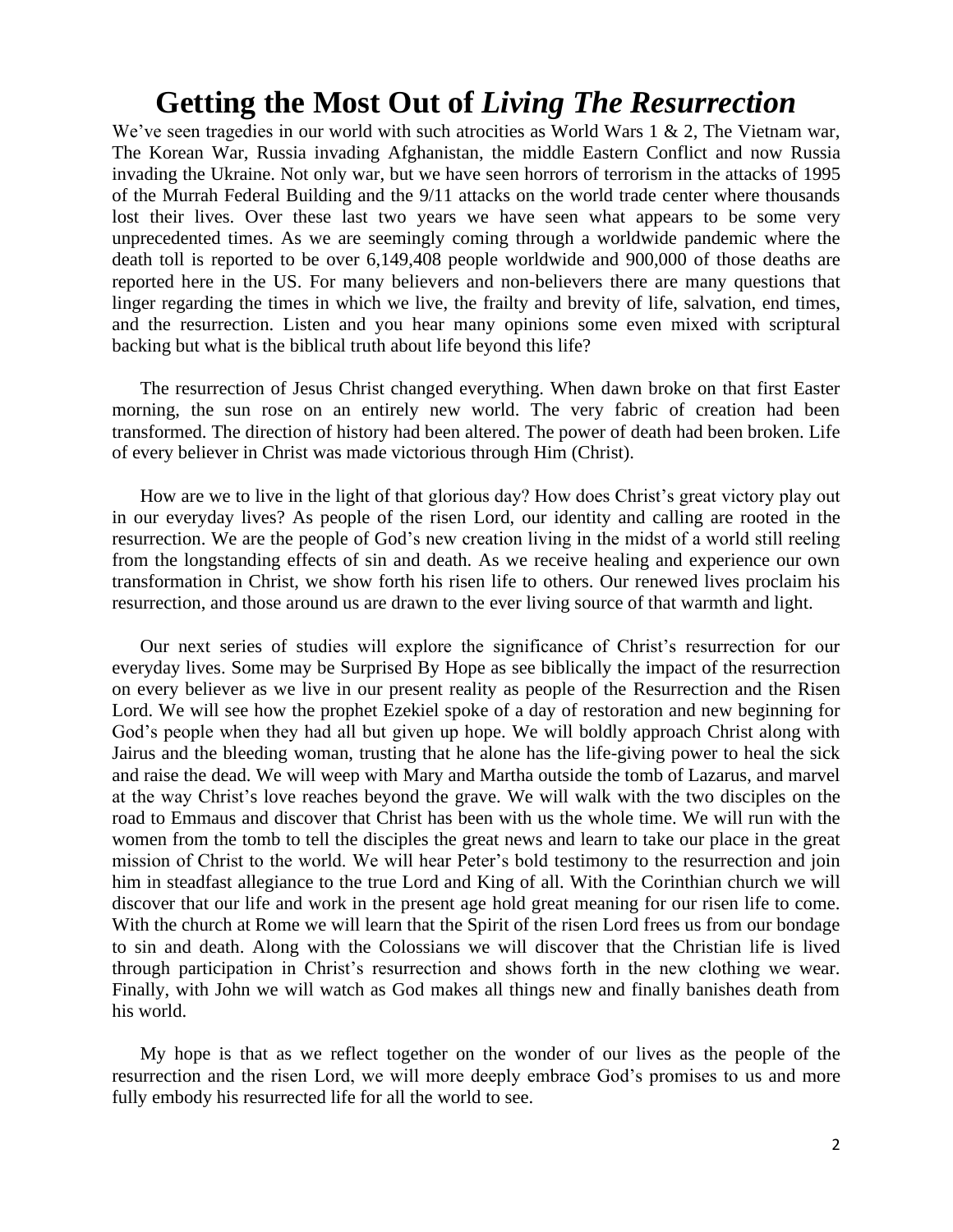# Getting the Most Out of *Living The Resurrection*

We've seen tragedies in our world with such atrocities as World Wars 1 & 2, The Vietnam war, The Korean War, Russia invading Afghanistan, the middle Eastern Conflict and now Russia invading the Ukraine. Not only war, but we have seen horrors of terrorism in the attacks of 1995 of the Murrah Federal Building and the 9/11 attacks on the world trade center where thousands lost their lives. Over these last two years we have seen what appears to be some very unprecedented times. As we are seemingly coming through a worldwide pandemic where the death toll is reported to be over 6,149,408 people worldwide and 900,000 of those deaths are reported here in the US. For many believers and non-believers there are many questions that linger regarding the times in which we live, the frailty and brevity of life, salvation, end times, and the resurrection. Listen and you hear many opinions some even mixed with scriptural backing but what is the biblical truth about life beyond this life?

The resurrection of Jesus Christ changed everything. When dawn broke on that first Easter morning, the sun rose on an entirely new world. The very fabric of creation had been transformed. The direction of history had been altered. The power of death had been broken. Life of every believer in Christ was made victorious through Him (Christ).

How are we to live in the light of that glorious day? How does Christ's great victory play out in our everyday lives? As people of the risen Lord, our identity and calling are rooted in the resurrection. We are the people of God's new creation living in the midst of a world still reeling from the longstanding effects of sin and death. As we receive healing and experience our own transformation in Christ, we show forth his risen life to others. Our renewed lives proclaim his resurrection, and those around us are drawn to the ever living source of that warmth and light.

Our next series of studies will explore the significance of Christ's resurrection for our everyday lives. Some may be Surprised By Hope as see biblically the impact of the resurrection on every believer as we live in our present reality as people of the Resurrection and the Risen Lord. We will see how the prophet Ezekiel spoke of a day of restoration and new beginning for God's people when they had all but given up hope. We will boldly approach Christ along with Jairus and the bleeding woman, trusting that he alone has the life-giving power to heal the sick and raise the dead. We will weep with Mary and Martha outside the tomb of Lazarus, and marvel at the way Christ's love reaches beyond the grave. We will walk with the two disciples on the road to Emmaus and discover that Christ has been with us the whole time. We will run with the women from the tomb to tell the disciples the great news and learn to take our place in the great mission of Christ to the world. We will hear Peter's bold testimony to the resurrection and join him in steadfast allegiance to the true Lord and King of all. With the Corinthian church we will discover that our life and work in the present age hold great meaning for our risen life to come. With the church at Rome we will learn that the Spirit of the risen Lord frees us from our bondage to sin and death. Along with the Colossians we will discover that the Christian life is lived through participation in Christ's resurrection and shows forth in the new clothing we wear. Finally, with John we will watch as God makes all things new and finally banishes death from his world.

My hope is that as we reflect together on the wonder of our lives as the people of the resurrection and the risen Lord, we will more deeply embrace God's promises to us and more fully embody his resurrected life for all the world to see.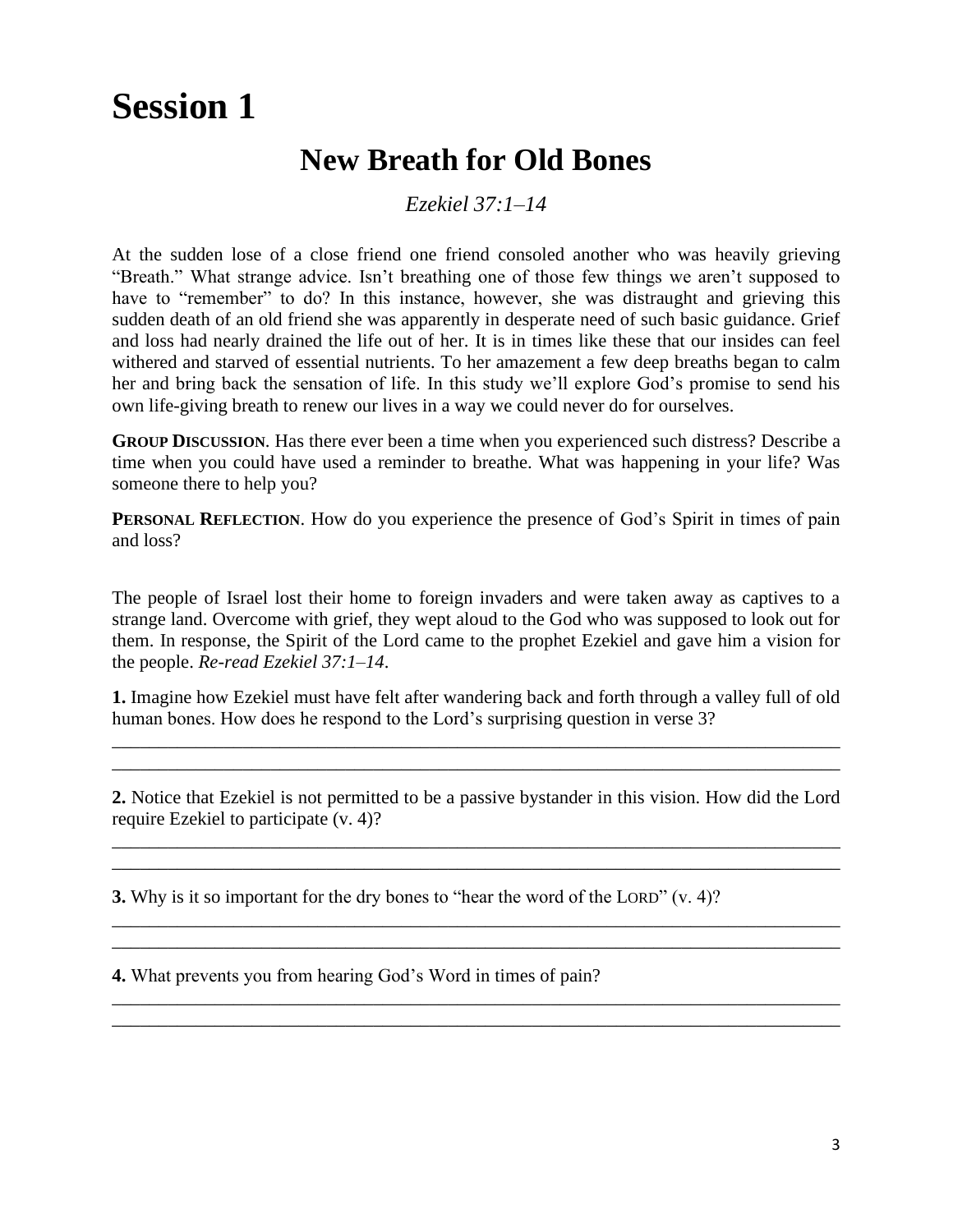# Session 1

## New Breath for Old Bones

*Ezekiel 37:1–14*

At the sudden lose of a close friend one friend consoled another who was heavily grieving "Breath." What strange advice. Isn't breathing one of those few things we aren't supposed to have to "remember" to do? In this instance, however, she was distraught and grieving this sudden death of an old friend she was apparently in desperate need of such basic guidance. Grief and loss had nearly drained the life out of her. It is in times like these that our insides can feel withered and starved of essential nutrients. To her amazement a few deep breaths began to calm her and bring back the sensation of life. In this study we'll explore God's promise to send his own life-giving breath to renew our lives in a way we could never do for ourselves.

**GROUP DISCUSSION**. Has there ever been a time when you experienced such distress? Describe a time when you could have used a reminder to breathe. What was happening in your life? Was someone there to help you?

**PERSONAL REFLECTION**. How do you experience the presence of God's Spirit in times of pain and loss?

The people of Israel lost their home to foreign invaders and were taken away as captives to a strange land. Overcome with grief, they wept aloud to the God who was supposed to look out for them. In response, the Spirit of the Lord came to the prophet Ezekiel and gave him a vision for the people. *Re-read Ezekiel 37:1–14*.

**1.** Imagine how Ezekiel must have felt after wandering back and forth through a valley full of old human bones. How does he respond to the Lord's surprising question in verse 3?

\_\_\_\_\_\_\_\_\_\_\_\_\_\_\_\_\_\_\_\_\_\_\_\_\_\_\_\_\_\_\_\_\_\_\_\_\_\_\_\_\_\_\_\_\_\_\_\_\_\_\_\_\_\_\_\_\_\_\_\_\_\_\_\_\_\_\_\_\_\_\_\_\_\_\_\_

\_\_\_\_\_\_\_\_\_\_\_\_\_\_\_\_\_\_\_\_\_\_\_\_\_\_\_\_\_\_\_\_\_\_\_\_\_\_\_\_\_\_\_\_\_\_\_\_\_\_\_\_\_\_\_\_\_\_\_\_\_\_\_\_\_\_\_\_\_\_\_\_\_\_\_\_

**2.** Notice that Ezekiel is not permitted to be a passive bystander in this vision. How did the Lord require Ezekiel to participate (v. 4)?

\_\_\_\_\_\_\_\_\_\_\_\_\_\_\_\_\_\_\_\_\_\_\_\_\_\_\_\_\_\_\_\_\_\_\_\_\_\_\_\_\_\_\_\_\_\_\_\_\_\_\_\_\_\_\_\_\_\_\_\_\_\_\_\_\_\_\_\_\_\_\_\_\_\_\_\_

\_\_\_\_\_\_\_\_\_\_\_\_\_\_\_\_\_\_\_\_\_\_\_\_\_\_\_\_\_\_\_\_\_\_\_\_\_\_\_\_\_\_\_\_\_\_\_\_\_\_\_\_\_\_\_\_\_\_\_\_\_\_\_\_\_\_\_\_\_\_\_\_\_\_\_\_

**3.** Why is it so important for the dry bones to "hear the word of the LORD" (v. 4)?

\_\_\_\_\_\_\_\_\_\_\_\_\_\_\_\_\_\_\_\_\_\_\_\_\_\_\_\_\_\_\_\_\_\_\_\_\_\_\_\_\_\_\_\_\_\_\_\_\_\_\_\_\_\_\_\_\_\_\_\_\_\_\_\_\_\_\_\_\_\_\_\_\_\_\_\_

\_\_\_\_\_\_\_\_\_\_\_\_\_\_\_\_\_\_\_\_\_\_\_\_\_\_\_\_\_\_\_\_\_\_\_\_\_\_\_\_\_\_\_\_\_\_\_\_\_\_\_\_\_\_\_\_\_\_\_\_\_\_\_\_\_\_\_\_\_\_\_\_\_\_\_\_

**4.** What prevents you from hearing God's Word in times of pain?

\_\_\_\_\_\_\_\_\_\_\_\_\_\_\_\_\_\_\_\_\_\_\_\_\_\_\_\_\_\_\_\_\_\_\_\_\_\_\_\_\_\_\_\_\_\_\_\_\_\_\_\_\_\_\_\_\_\_\_\_\_\_\_\_\_\_\_\_\_\_\_\_\_\_\_\_

\_\_\_\_\_\_\_\_\_\_\_\_\_\_\_\_\_\_\_\_\_\_\_\_\_\_\_\_\_\_\_\_\_\_\_\_\_\_\_\_\_\_\_\_\_\_\_\_\_\_\_\_\_\_\_\_\_\_\_\_\_\_\_\_\_\_\_\_\_\_\_\_\_\_\_\_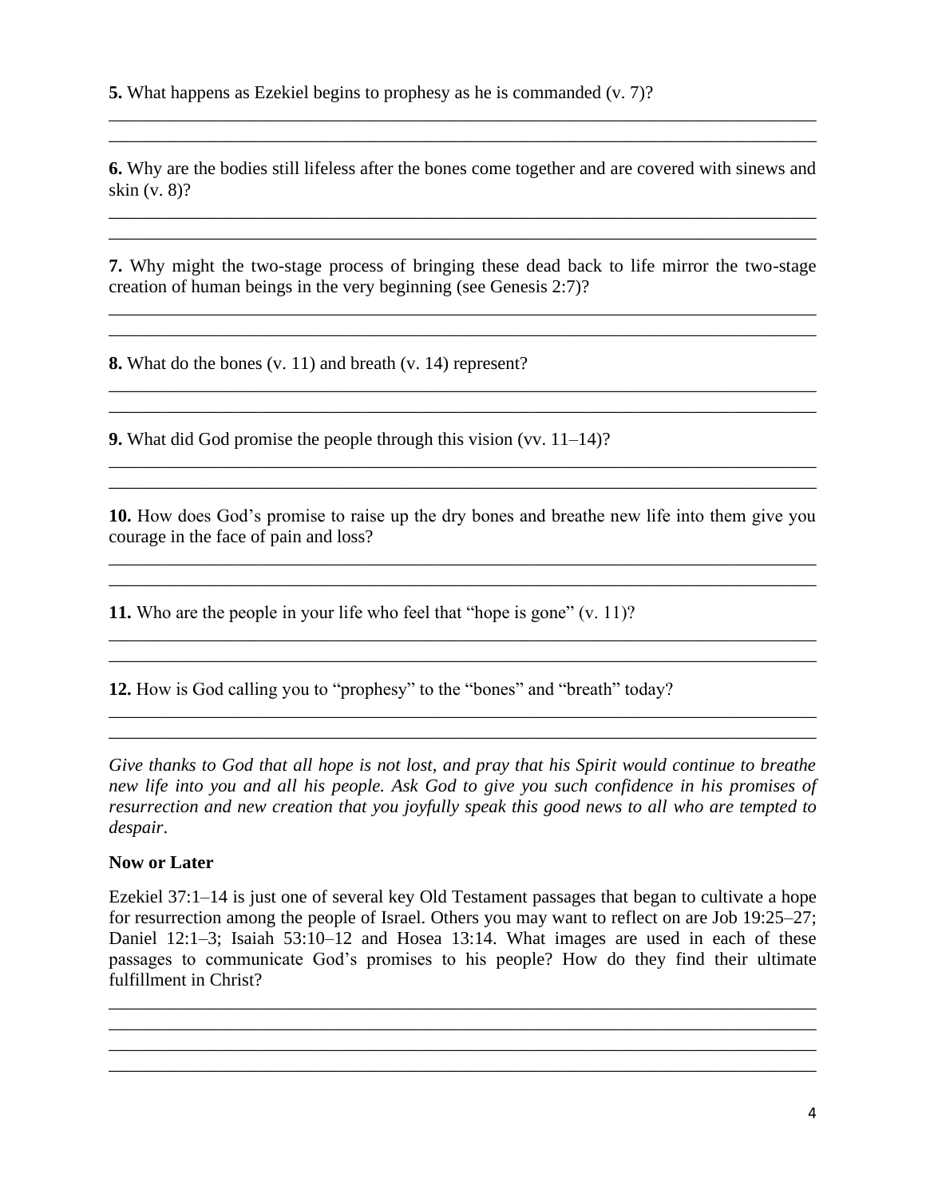**5.** What happens as Ezekiel begins to prophesy as he is commanded (v. 7)?

______________________________________________________________________________
______________________________________________________________________________

**6.** Why are the bodies still lifeless after the bones come together and are covered with sinews and skin (v. 8)?

______________________________________________________________________________
______________________________________________________________________________

**7.** Why might the two-stage process of bringing these dead back to life mirror the two-stage creation of human beings in the very beginning (see Genesis 2:7)?

______________________________________________________________________________
______________________________________________________________________________

**8.** What do the bones (v. 11) and breath (v. 14) represent?

______________________________________________________________________________
______________________________________________________________________________

**9.** What did God promise the people through this vision (vv. 11–14)?

______________________________________________________________________________
______________________________________________________________________________

**10.** How does God's promise to raise up the dry bones and breathe new life into them give you courage in the face of pain and loss?

______________________________________________________________________________
______________________________________________________________________________

**11.** Who are the people in your life who feel that "hope is gone" (v. 11)?

______________________________________________________________________________
______________________________________________________________________________

**12.** How is God calling you to "prophesy" to the "bones" and "breath" today?

______________________________________________________________________________
______________________________________________________________________________

*Give thanks to God that all hope is not lost, and pray that his Spirit would continue to breathe new life into you and all his people. Ask God to give you such confidence in his promises of resurrection and new creation that you joyfully speak this good news to all who are tempted to despair.*

**Now or Later**

Ezekiel 37:1–14 is just one of several key Old Testament passages that began to cultivate a hope for resurrection among the people of Israel. Others you may want to reflect on are Job 19:25–27; Daniel 12:1–3; Isaiah 53:10–12 and Hosea 13:14. What images are used in each of these passages to communicate God's promises to his people? How do they find their ultimate fulfillment in Christ?

______________________________________________________________________________
______________________________________________________________________________
______________________________________________________________________________
______________________________________________________________________________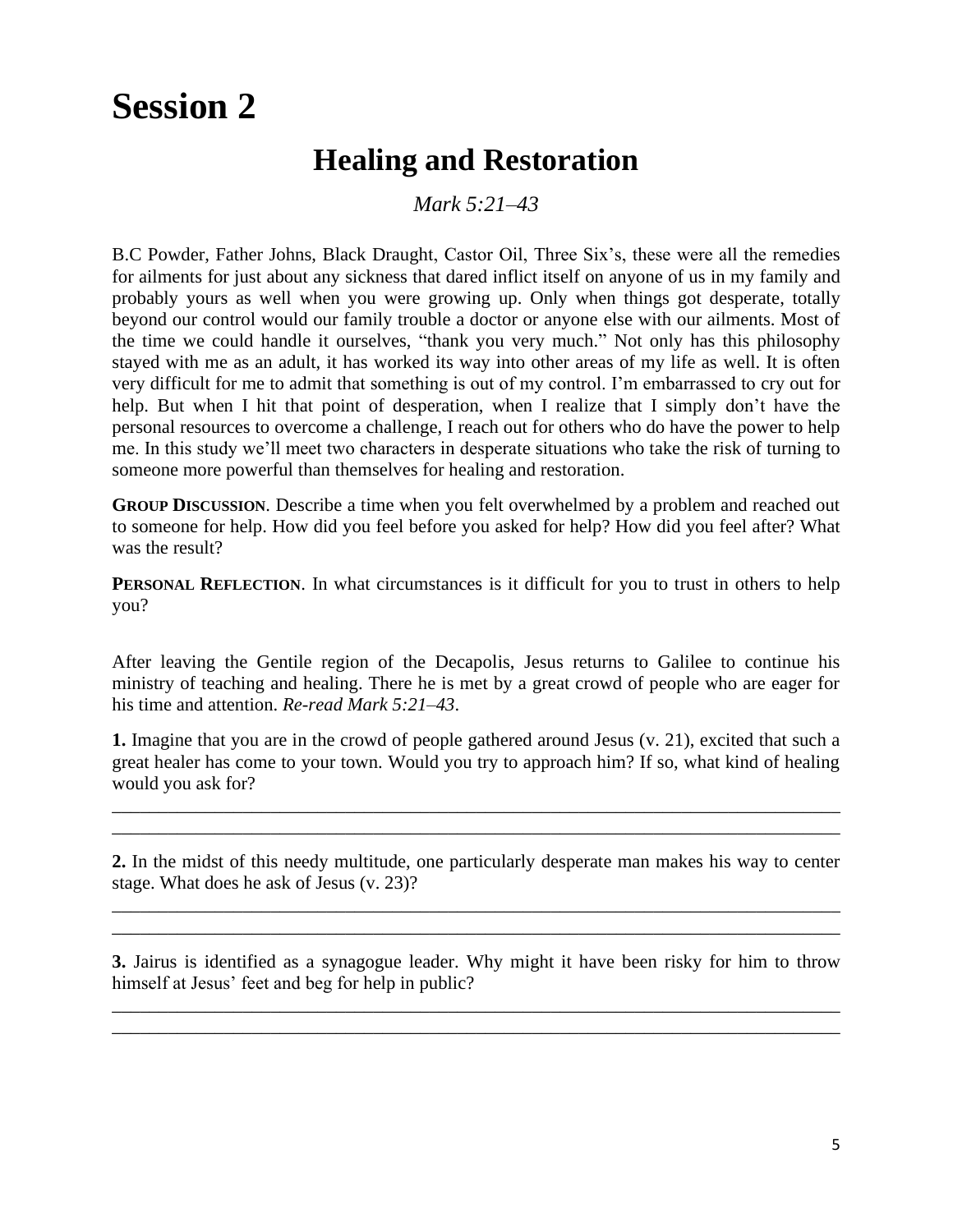# Session 2

## Healing and Restoration

*Mark 5:21–43*

B.C Powder, Father Johns, Black Draught, Castor Oil, Three Six's, these were all the remedies for ailments for just about any sickness that dared inflict itself on anyone of us in my family and probably yours as well when you were growing up. Only when things got desperate, totally beyond our control would our family trouble a doctor or anyone else with our ailments. Most of the time we could handle it ourselves, "thank you very much." Not only has this philosophy stayed with me as an adult, it has worked its way into other areas of my life as well. It is often very difficult for me to admit that something is out of my control. I'm embarrassed to cry out for help. But when I hit that point of desperation, when I realize that I simply don't have the personal resources to overcome a challenge, I reach out for others who do have the power to help me. In this study we'll meet two characters in desperate situations who take the risk of turning to someone more powerful than themselves for healing and restoration.

**GROUP DISCUSSION**. Describe a time when you felt overwhelmed by a problem and reached out to someone for help. How did you feel before you asked for help? How did you feel after? What was the result?

**PERSONAL REFLECTION**. In what circumstances is it difficult for you to trust in others to help you?

After leaving the Gentile region of the Decapolis, Jesus returns to Galilee to continue his ministry of teaching and healing. There he is met by a great crowd of people who are eager for his time and attention. *Re-read Mark 5:21–43*.

**1.** Imagine that you are in the crowd of people gathered around Jesus (v. 21), excited that such a great healer has come to your town. Would you try to approach him? If so, what kind of healing would you ask for?

______________________________________________________________________________
______________________________________________________________________________

**2.** In the midst of this needy multitude, one particularly desperate man makes his way to center stage. What does he ask of Jesus (v. 23)?

______________________________________________________________________________
______________________________________________________________________________

**3.** Jairus is identified as a synagogue leader. Why might it have been risky for him to throw himself at Jesus' feet and beg for help in public?

______________________________________________________________________________
______________________________________________________________________________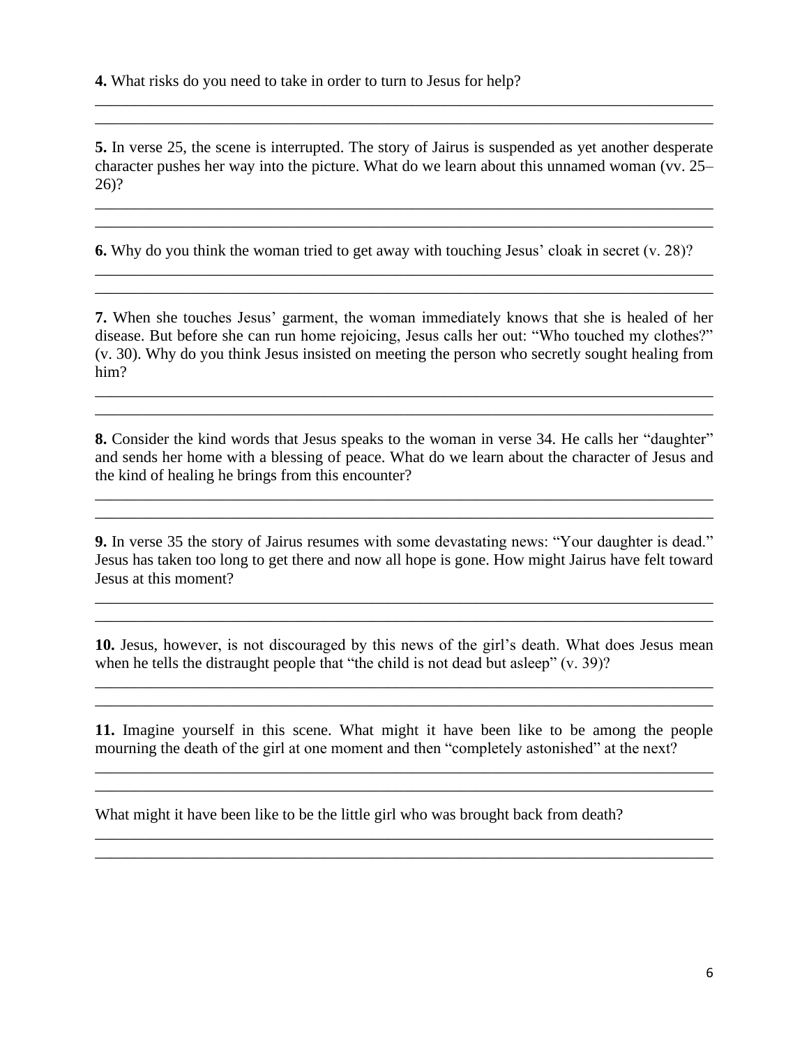**4.** What risks do you need to take in order to turn to Jesus for help?

________________________________________________________________________________
________________________________________________________________________________

**5.** In verse 25, the scene is interrupted. The story of Jairus is suspended as yet another desperate character pushes her way into the picture. What do we learn about this unnamed woman (vv. 25–26)?

________________________________________________________________________________
________________________________________________________________________________

**6.** Why do you think the woman tried to get away with touching Jesus' cloak in secret (v. 28)?

________________________________________________________________________________
________________________________________________________________________________

**7.** When she touches Jesus' garment, the woman immediately knows that she is healed of her disease. But before she can run home rejoicing, Jesus calls her out: "Who touched my clothes?" (v. 30). Why do you think Jesus insisted on meeting the person who secretly sought healing from him?

________________________________________________________________________________
________________________________________________________________________________

**8.** Consider the kind words that Jesus speaks to the woman in verse 34. He calls her "daughter" and sends her home with a blessing of peace. What do we learn about the character of Jesus and the kind of healing he brings from this encounter?

________________________________________________________________________________
________________________________________________________________________________

**9.** In verse 35 the story of Jairus resumes with some devastating news: "Your daughter is dead." Jesus has taken too long to get there and now all hope is gone. How might Jairus have felt toward Jesus at this moment?

________________________________________________________________________________
________________________________________________________________________________

**10.** Jesus, however, is not discouraged by this news of the girl's death. What does Jesus mean when he tells the distraught people that "the child is not dead but asleep" (v. 39)?

________________________________________________________________________________
________________________________________________________________________________

**11.** Imagine yourself in this scene. What might it have been like to be among the people mourning the death of the girl at one moment and then "completely astonished" at the next?

________________________________________________________________________________
________________________________________________________________________________

What might it have been like to be the little girl who was brought back from death?

________________________________________________________________________________
________________________________________________________________________________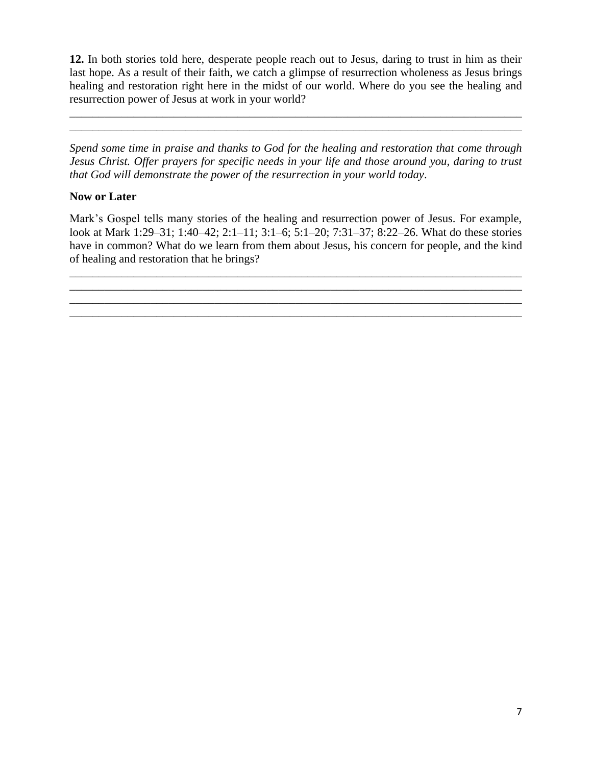**12.** In both stories told here, desperate people reach out to Jesus, daring to trust in him as their last hope. As a result of their faith, we catch a glimpse of resurrection wholeness as Jesus brings healing and restoration right here in the midst of our world. Where do you see the healing and resurrection power of Jesus at work in your world?

\_\_\_\_\_\_\_\_\_\_\_\_\_\_\_\_\_\_\_\_\_\_\_\_\_\_\_\_\_\_\_\_\_\_\_\_\_\_\_\_\_\_\_\_\_\_\_\_\_\_\_\_\_\_\_\_\_\_\_\_\_\_\_\_\_\_\_\_\_\_\_\_\_\_\_\_
\_\_\_\_\_\_\_\_\_\_\_\_\_\_\_\_\_\_\_\_\_\_\_\_\_\_\_\_\_\_\_\_\_\_\_\_\_\_\_\_\_\_\_\_\_\_\_\_\_\_\_\_\_\_\_\_\_\_\_\_\_\_\_\_\_\_\_\_\_\_\_\_\_\_\_\_

*Spend some time in praise and thanks to God for the healing and restoration that come through Jesus Christ. Offer prayers for specific needs in your life and those around you, daring to trust that God will demonstrate the power of the resurrection in your world today*.

**Now or Later**

Mark's Gospel tells many stories of the healing and resurrection power of Jesus. For example, look at Mark 1:29–31; 1:40–42; 2:1–11; 3:1–6; 5:1–20; 7:31–37; 8:22–26. What do these stories have in common? What do we learn from them about Jesus, his concern for people, and the kind of healing and restoration that he brings?

\_\_\_\_\_\_\_\_\_\_\_\_\_\_\_\_\_\_\_\_\_\_\_\_\_\_\_\_\_\_\_\_\_\_\_\_\_\_\_\_\_\_\_\_\_\_\_\_\_\_\_\_\_\_\_\_\_\_\_\_\_\_\_\_\_\_\_\_\_\_\_\_\_\_\_\_
\_\_\_\_\_\_\_\_\_\_\_\_\_\_\_\_\_\_\_\_\_\_\_\_\_\_\_\_\_\_\_\_\_\_\_\_\_\_\_\_\_\_\_\_\_\_\_\_\_\_\_\_\_\_\_\_\_\_\_\_\_\_\_\_\_\_\_\_\_\_\_\_\_\_\_\_
\_\_\_\_\_\_\_\_\_\_\_\_\_\_\_\_\_\_\_\_\_\_\_\_\_\_\_\_\_\_\_\_\_\_\_\_\_\_\_\_\_\_\_\_\_\_\_\_\_\_\_\_\_\_\_\_\_\_\_\_\_\_\_\_\_\_\_\_\_\_\_\_\_\_\_\_
\_\_\_\_\_\_\_\_\_\_\_\_\_\_\_\_\_\_\_\_\_\_\_\_\_\_\_\_\_\_\_\_\_\_\_\_\_\_\_\_\_\_\_\_\_\_\_\_\_\_\_\_\_\_\_\_\_\_\_\_\_\_\_\_\_\_\_\_\_\_\_\_\_\_\_\_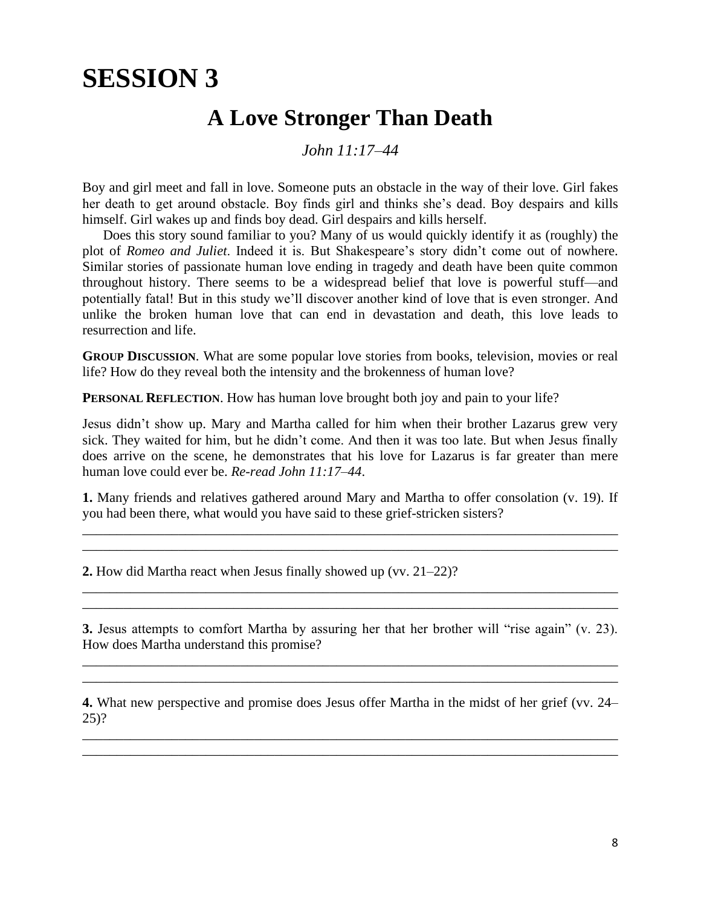# SESSION 3

## A Love Stronger Than Death

*John 11:17–44*

Boy and girl meet and fall in love. Someone puts an obstacle in the way of their love. Girl fakes her death to get around obstacle. Boy finds girl and thinks she's dead. Boy despairs and kills himself. Girl wakes up and finds boy dead. Girl despairs and kills herself.

Does this story sound familiar to you? Many of us would quickly identify it as (roughly) the plot of *Romeo and Juliet*. Indeed it is. But Shakespeare's story didn't come out of nowhere. Similar stories of passionate human love ending in tragedy and death have been quite common throughout history. There seems to be a widespread belief that love is powerful stuff—and potentially fatal! But in this study we'll discover another kind of love that is even stronger. And unlike the broken human love that can end in devastation and death, this love leads to resurrection and life.

**GROUP DISCUSSION**. What are some popular love stories from books, television, movies or real life? How do they reveal both the intensity and the brokenness of human love?

**PERSONAL REFLECTION**. How has human love brought both joy and pain to your life?

Jesus didn't show up. Mary and Martha called for him when their brother Lazarus grew very sick. They waited for him, but he didn't come. And then it was too late. But when Jesus finally does arrive on the scene, he demonstrates that his love for Lazarus is far greater than mere human love could ever be. *Re-read John 11:17–44*.

**1.** Many friends and relatives gathered around Mary and Martha to offer consolation (v. 19). If you had been there, what would you have said to these grief-stricken sisters?

______________________________________________________________________________
______________________________________________________________________________

**2.** How did Martha react when Jesus finally showed up (vv. 21–22)?

______________________________________________________________________________
______________________________________________________________________________

**3.** Jesus attempts to comfort Martha by assuring her that her brother will "rise again" (v. 23). How does Martha understand this promise?

______________________________________________________________________________
______________________________________________________________________________

**4.** What new perspective and promise does Jesus offer Martha in the midst of her grief (vv. 24–25)?

______________________________________________________________________________
______________________________________________________________________________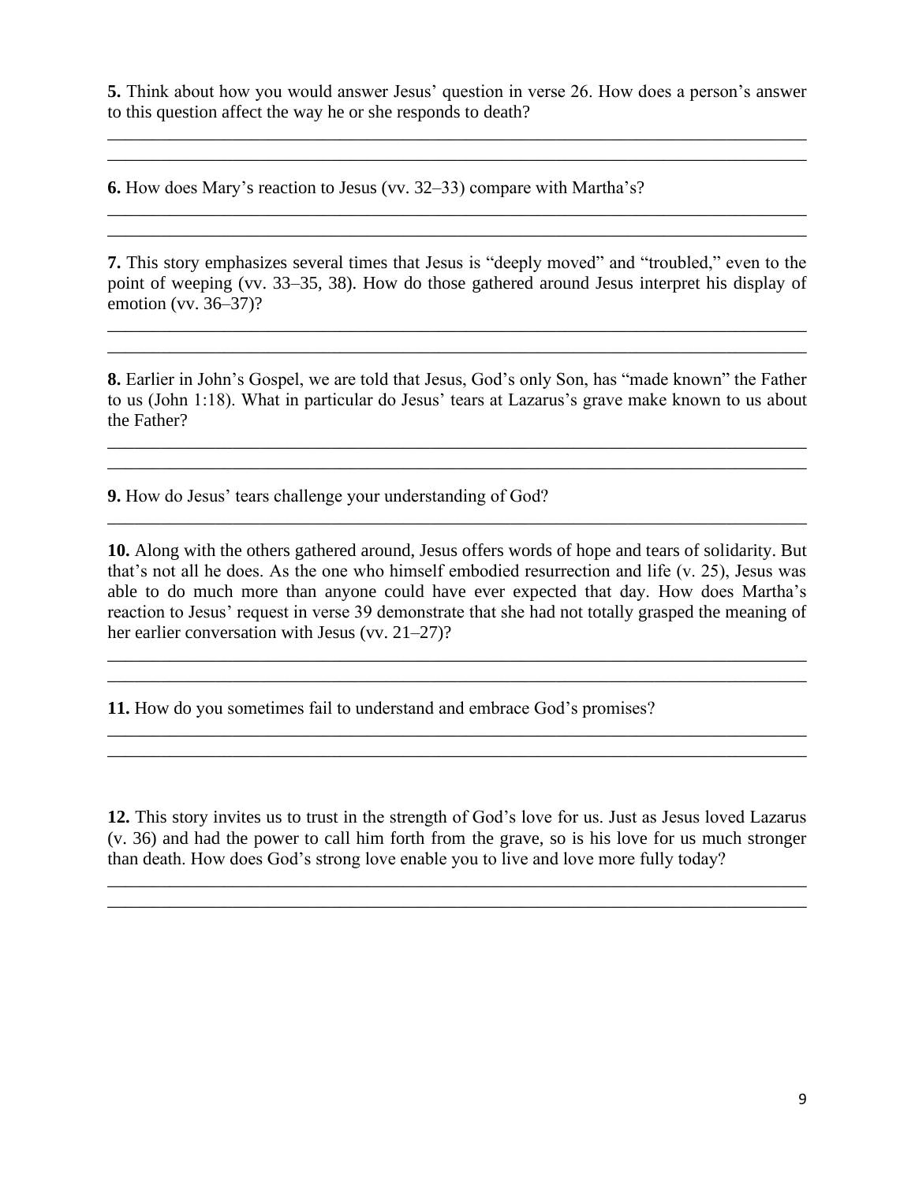**5.** Think about how you would answer Jesus' question in verse 26. How does a person's answer to this question affect the way he or she responds to death?

______________________________________________________________________________
______________________________________________________________________________

**6.** How does Mary's reaction to Jesus (vv. 32–33) compare with Martha's?

______________________________________________________________________________
______________________________________________________________________________

**7.** This story emphasizes several times that Jesus is "deeply moved" and "troubled," even to the point of weeping (vv. 33–35, 38). How do those gathered around Jesus interpret his display of emotion (vv. 36–37)?

______________________________________________________________________________
______________________________________________________________________________

**8.** Earlier in John's Gospel, we are told that Jesus, God's only Son, has "made known" the Father to us (John 1:18). What in particular do Jesus' tears at Lazarus's grave make known to us about the Father?

______________________________________________________________________________
______________________________________________________________________________

**9.** How do Jesus' tears challenge your understanding of God?

______________________________________________________________________________

**10.** Along with the others gathered around, Jesus offers words of hope and tears of solidarity. But that's not all he does. As the one who himself embodied resurrection and life (v. 25), Jesus was able to do much more than anyone could have ever expected that day. How does Martha's reaction to Jesus' request in verse 39 demonstrate that she had not totally grasped the meaning of her earlier conversation with Jesus (vv. 21–27)?

______________________________________________________________________________
______________________________________________________________________________

**11.** How do you sometimes fail to understand and embrace God's promises?

______________________________________________________________________________
______________________________________________________________________________

**12.** This story invites us to trust in the strength of God's love for us. Just as Jesus loved Lazarus (v. 36) and had the power to call him forth from the grave, so is his love for us much stronger than death. How does God's strong love enable you to live and love more fully today?

______________________________________________________________________________
______________________________________________________________________________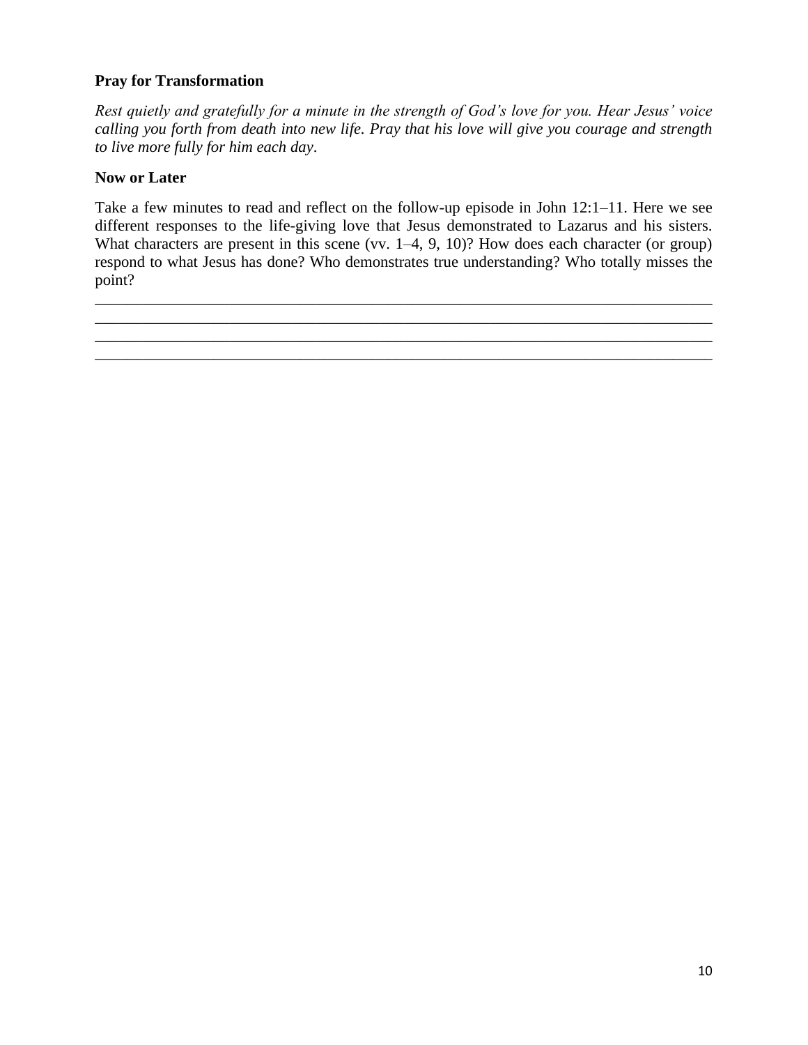**Pray for Transformation**

*Rest quietly and gratefully for a minute in the strength of God's love for you. Hear Jesus' voice calling you forth from death into new life. Pray that his love will give you courage and strength to live more fully for him each day.*

**Now or Later**

Take a few minutes to read and reflect on the follow-up episode in John 12:1–11. Here we see different responses to the life-giving love that Jesus demonstrated to Lazarus and his sisters. What characters are present in this scene (vv. 1–4, 9, 10)? How does each character (or group) respond to what Jesus has done? Who demonstrates true understanding? Who totally misses the point?

________________________________________________________________________________
________________________________________________________________________________
________________________________________________________________________________
________________________________________________________________________________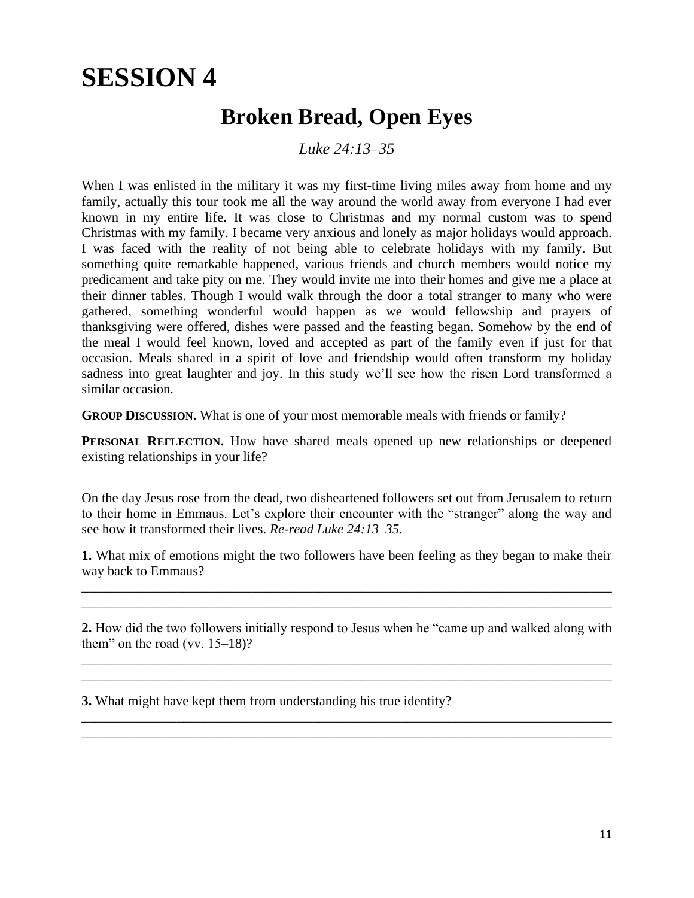# SESSION 4

## Broken Bread, Open Eyes

*Luke 24:13–35*

When I was enlisted in the military it was my first-time living miles away from home and my family, actually this tour took me all the way around the world away from everyone I had ever known in my entire life. It was close to Christmas and my normal custom was to spend Christmas with my family. I became very anxious and lonely as major holidays would approach. I was faced with the reality of not being able to celebrate holidays with my family. But something quite remarkable happened, various friends and church members would notice my predicament and take pity on me. They would invite me into their homes and give me a place at their dinner tables. Though I would walk through the door a total stranger to many who were gathered, something wonderful would happen as we would fellowship and prayers of thanksgiving were offered, dishes were passed and the feasting began. Somehow by the end of the meal I would feel known, loved and accepted as part of the family even if just for that occasion. Meals shared in a spirit of love and friendship would often transform my holiday sadness into great laughter and joy. In this study we'll see how the risen Lord transformed a similar occasion.

**GROUP DISCUSSION.** What is one of your most memorable meals with friends or family?

**PERSONAL REFLECTION.** How have shared meals opened up new relationships or deepened existing relationships in your life?

On the day Jesus rose from the dead, two disheartened followers set out from Jerusalem to return to their home in Emmaus. Let's explore their encounter with the "stranger" along the way and see how it transformed their lives. *Re-read Luke 24:13–35*.

**1.** What mix of emotions might the two followers have been feeling as they began to make their way back to Emmaus?

________________________________________________________________________________
________________________________________________________________________________

**2.** How did the two followers initially respond to Jesus when he "came up and walked along with them" on the road (vv. 15–18)?

________________________________________________________________________________
________________________________________________________________________________

**3.** What might have kept them from understanding his true identity?

________________________________________________________________________________
________________________________________________________________________________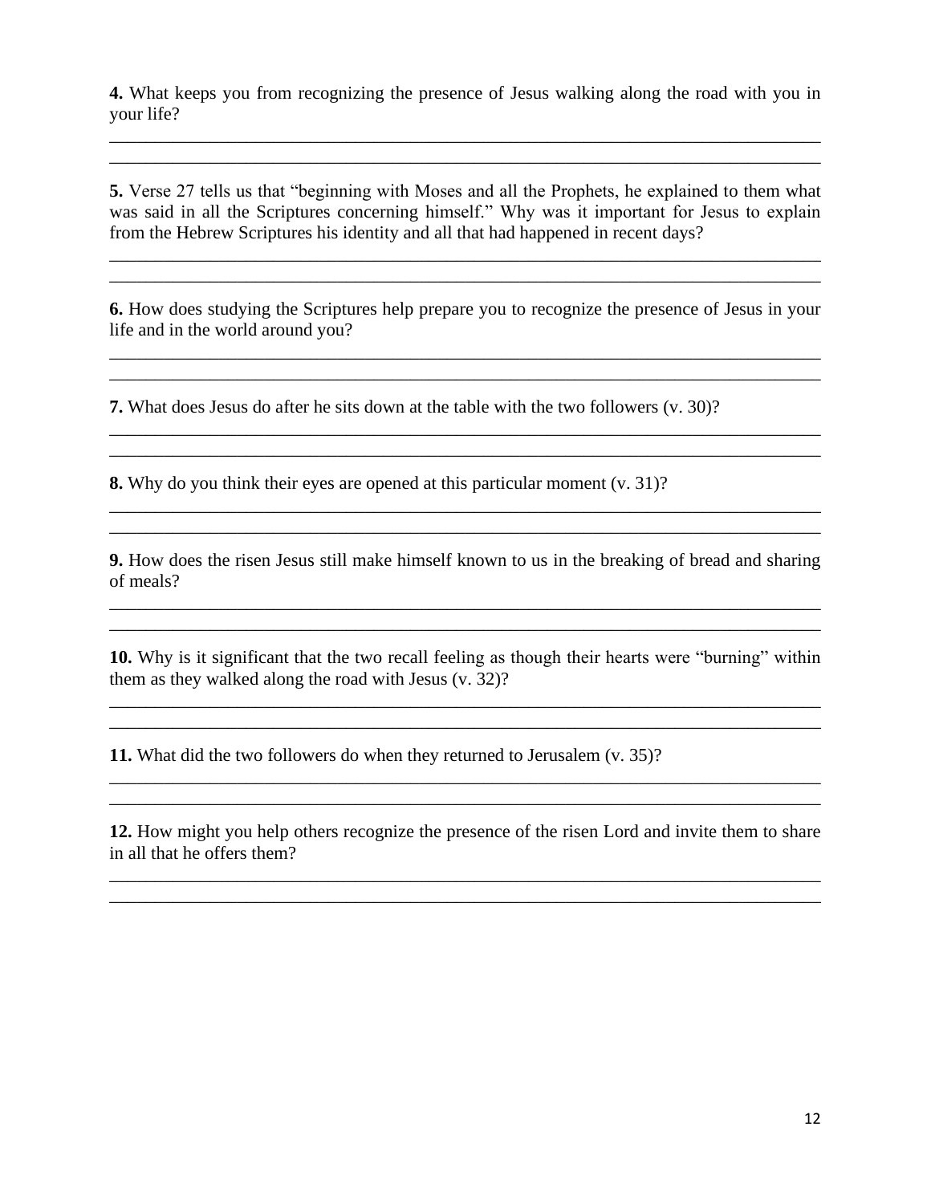**4.** What keeps you from recognizing the presence of Jesus walking along the road with you in your life?

\_\_\_\_\_\_\_\_\_\_\_\_\_\_\_\_\_\_\_\_\_\_\_\_\_\_\_\_\_\_\_\_\_\_\_\_\_\_\_\_\_\_\_\_\_\_\_\_\_\_\_\_\_\_\_\_\_\_\_\_\_\_\_\_\_\_\_\_\_\_\_\_\_\_\_\_\_\_

\_\_\_\_\_\_\_\_\_\_\_\_\_\_\_\_\_\_\_\_\_\_\_\_\_\_\_\_\_\_\_\_\_\_\_\_\_\_\_\_\_\_\_\_\_\_\_\_\_\_\_\_\_\_\_\_\_\_\_\_\_\_\_\_\_\_\_\_\_\_\_\_\_\_\_\_\_\_

**5.** Verse 27 tells us that "beginning with Moses and all the Prophets, he explained to them what was said in all the Scriptures concerning himself." Why was it important for Jesus to explain from the Hebrew Scriptures his identity and all that had happened in recent days?

\_\_\_\_\_\_\_\_\_\_\_\_\_\_\_\_\_\_\_\_\_\_\_\_\_\_\_\_\_\_\_\_\_\_\_\_\_\_\_\_\_\_\_\_\_\_\_\_\_\_\_\_\_\_\_\_\_\_\_\_\_\_\_\_\_\_\_\_\_\_\_\_\_\_\_\_\_\_

\_\_\_\_\_\_\_\_\_\_\_\_\_\_\_\_\_\_\_\_\_\_\_\_\_\_\_\_\_\_\_\_\_\_\_\_\_\_\_\_\_\_\_\_\_\_\_\_\_\_\_\_\_\_\_\_\_\_\_\_\_\_\_\_\_\_\_\_\_\_\_\_\_\_\_\_\_\_

**6.** How does studying the Scriptures help prepare you to recognize the presence of Jesus in your life and in the world around you?

\_\_\_\_\_\_\_\_\_\_\_\_\_\_\_\_\_\_\_\_\_\_\_\_\_\_\_\_\_\_\_\_\_\_\_\_\_\_\_\_\_\_\_\_\_\_\_\_\_\_\_\_\_\_\_\_\_\_\_\_\_\_\_\_\_\_\_\_\_\_\_\_\_\_\_\_\_\_

\_\_\_\_\_\_\_\_\_\_\_\_\_\_\_\_\_\_\_\_\_\_\_\_\_\_\_\_\_\_\_\_\_\_\_\_\_\_\_\_\_\_\_\_\_\_\_\_\_\_\_\_\_\_\_\_\_\_\_\_\_\_\_\_\_\_\_\_\_\_\_\_\_\_\_\_\_\_

**7.** What does Jesus do after he sits down at the table with the two followers (v. 30)?

\_\_\_\_\_\_\_\_\_\_\_\_\_\_\_\_\_\_\_\_\_\_\_\_\_\_\_\_\_\_\_\_\_\_\_\_\_\_\_\_\_\_\_\_\_\_\_\_\_\_\_\_\_\_\_\_\_\_\_\_\_\_\_\_\_\_\_\_\_\_\_\_\_\_\_\_\_\_

\_\_\_\_\_\_\_\_\_\_\_\_\_\_\_\_\_\_\_\_\_\_\_\_\_\_\_\_\_\_\_\_\_\_\_\_\_\_\_\_\_\_\_\_\_\_\_\_\_\_\_\_\_\_\_\_\_\_\_\_\_\_\_\_\_\_\_\_\_\_\_\_\_\_\_\_\_\_

**8.** Why do you think their eyes are opened at this particular moment (v. 31)?

\_\_\_\_\_\_\_\_\_\_\_\_\_\_\_\_\_\_\_\_\_\_\_\_\_\_\_\_\_\_\_\_\_\_\_\_\_\_\_\_\_\_\_\_\_\_\_\_\_\_\_\_\_\_\_\_\_\_\_\_\_\_\_\_\_\_\_\_\_\_\_\_\_\_\_\_\_\_

\_\_\_\_\_\_\_\_\_\_\_\_\_\_\_\_\_\_\_\_\_\_\_\_\_\_\_\_\_\_\_\_\_\_\_\_\_\_\_\_\_\_\_\_\_\_\_\_\_\_\_\_\_\_\_\_\_\_\_\_\_\_\_\_\_\_\_\_\_\_\_\_\_\_\_\_\_\_

**9.** How does the risen Jesus still make himself known to us in the breaking of bread and sharing of meals?

\_\_\_\_\_\_\_\_\_\_\_\_\_\_\_\_\_\_\_\_\_\_\_\_\_\_\_\_\_\_\_\_\_\_\_\_\_\_\_\_\_\_\_\_\_\_\_\_\_\_\_\_\_\_\_\_\_\_\_\_\_\_\_\_\_\_\_\_\_\_\_\_\_\_\_\_\_\_

\_\_\_\_\_\_\_\_\_\_\_\_\_\_\_\_\_\_\_\_\_\_\_\_\_\_\_\_\_\_\_\_\_\_\_\_\_\_\_\_\_\_\_\_\_\_\_\_\_\_\_\_\_\_\_\_\_\_\_\_\_\_\_\_\_\_\_\_\_\_\_\_\_\_\_\_\_\_

**10.** Why is it significant that the two recall feeling as though their hearts were "burning" within them as they walked along the road with Jesus (v. 32)?

\_\_\_\_\_\_\_\_\_\_\_\_\_\_\_\_\_\_\_\_\_\_\_\_\_\_\_\_\_\_\_\_\_\_\_\_\_\_\_\_\_\_\_\_\_\_\_\_\_\_\_\_\_\_\_\_\_\_\_\_\_\_\_\_\_\_\_\_\_\_\_\_\_\_\_\_\_\_

\_\_\_\_\_\_\_\_\_\_\_\_\_\_\_\_\_\_\_\_\_\_\_\_\_\_\_\_\_\_\_\_\_\_\_\_\_\_\_\_\_\_\_\_\_\_\_\_\_\_\_\_\_\_\_\_\_\_\_\_\_\_\_\_\_\_\_\_\_\_\_\_\_\_\_\_\_\_

**11.** What did the two followers do when they returned to Jerusalem (v. 35)?

\_\_\_\_\_\_\_\_\_\_\_\_\_\_\_\_\_\_\_\_\_\_\_\_\_\_\_\_\_\_\_\_\_\_\_\_\_\_\_\_\_\_\_\_\_\_\_\_\_\_\_\_\_\_\_\_\_\_\_\_\_\_\_\_\_\_\_\_\_\_\_\_\_\_\_\_\_\_

\_\_\_\_\_\_\_\_\_\_\_\_\_\_\_\_\_\_\_\_\_\_\_\_\_\_\_\_\_\_\_\_\_\_\_\_\_\_\_\_\_\_\_\_\_\_\_\_\_\_\_\_\_\_\_\_\_\_\_\_\_\_\_\_\_\_\_\_\_\_\_\_\_\_\_\_\_\_

**12.** How might you help others recognize the presence of the risen Lord and invite them to share in all that he offers them?

\_\_\_\_\_\_\_\_\_\_\_\_\_\_\_\_\_\_\_\_\_\_\_\_\_\_\_\_\_\_\_\_\_\_\_\_\_\_\_\_\_\_\_\_\_\_\_\_\_\_\_\_\_\_\_\_\_\_\_\_\_\_\_\_\_\_\_\_\_\_\_\_\_\_\_\_\_\_

\_\_\_\_\_\_\_\_\_\_\_\_\_\_\_\_\_\_\_\_\_\_\_\_\_\_\_\_\_\_\_\_\_\_\_\_\_\_\_\_\_\_\_\_\_\_\_\_\_\_\_\_\_\_\_\_\_\_\_\_\_\_\_\_\_\_\_\_\_\_\_\_\_\_\_\_\_\_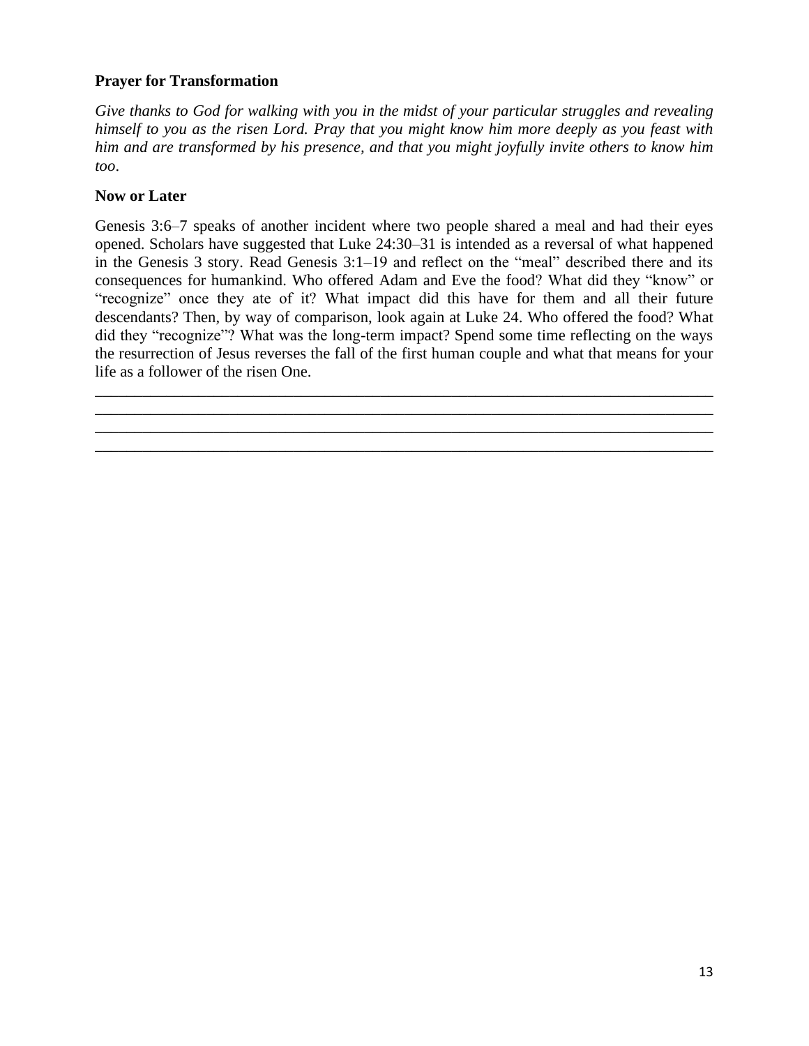**Prayer for Transformation**

*Give thanks to God for walking with you in the midst of your particular struggles and revealing himself to you as the risen Lord. Pray that you might know him more deeply as you feast with him and are transformed by his presence, and that you might joyfully invite others to know him too*.

**Now or Later**

Genesis 3:6–7 speaks of another incident where two people shared a meal and had their eyes opened. Scholars have suggested that Luke 24:30–31 is intended as a reversal of what happened in the Genesis 3 story. Read Genesis 3:1–19 and reflect on the "meal" described there and its consequences for humankind. Who offered Adam and Eve the food? What did they "know" or "recognize" once they ate of it? What impact did this have for them and all their future descendants? Then, by way of comparison, look again at Luke 24. Who offered the food? What did they "recognize"? What was the long-term impact? Spend some time reflecting on the ways the resurrection of Jesus reverses the fall of the first human couple and what that means for your life as a follower of the risen One.

\_\_\_\_\_\_\_\_\_\_\_\_\_\_\_\_\_\_\_\_\_\_\_\_\_\_\_\_\_\_\_\_\_\_\_\_\_\_\_\_\_\_\_\_\_\_\_\_\_\_\_\_\_\_\_\_\_\_\_\_\_\_\_\_\_\_\_\_\_\_\_\_\_\_\_\_\_\_
\_\_\_\_\_\_\_\_\_\_\_\_\_\_\_\_\_\_\_\_\_\_\_\_\_\_\_\_\_\_\_\_\_\_\_\_\_\_\_\_\_\_\_\_\_\_\_\_\_\_\_\_\_\_\_\_\_\_\_\_\_\_\_\_\_\_\_\_\_\_\_\_\_\_\_\_\_\_
\_\_\_\_\_\_\_\_\_\_\_\_\_\_\_\_\_\_\_\_\_\_\_\_\_\_\_\_\_\_\_\_\_\_\_\_\_\_\_\_\_\_\_\_\_\_\_\_\_\_\_\_\_\_\_\_\_\_\_\_\_\_\_\_\_\_\_\_\_\_\_\_\_\_\_\_\_\_
\_\_\_\_\_\_\_\_\_\_\_\_\_\_\_\_\_\_\_\_\_\_\_\_\_\_\_\_\_\_\_\_\_\_\_\_\_\_\_\_\_\_\_\_\_\_\_\_\_\_\_\_\_\_\_\_\_\_\_\_\_\_\_\_\_\_\_\_\_\_\_\_\_\_\_\_\_\_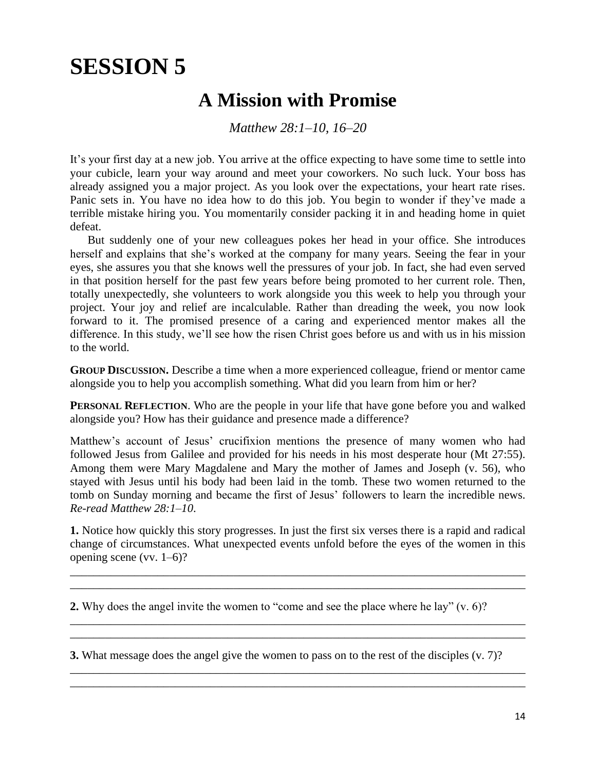# SESSION 5

## A Mission with Promise

*Matthew 28:1–10, 16–20*

It's your first day at a new job. You arrive at the office expecting to have some time to settle into your cubicle, learn your way around and meet your coworkers. No such luck. Your boss has already assigned you a major project. As you look over the expectations, your heart rate rises. Panic sets in. You have no idea how to do this job. You begin to wonder if they've made a terrible mistake hiring you. You momentarily consider packing it in and heading home in quiet defeat.

But suddenly one of your new colleagues pokes her head in your office. She introduces herself and explains that she's worked at the company for many years. Seeing the fear in your eyes, she assures you that she knows well the pressures of your job. In fact, she had even served in that position herself for the past few years before being promoted to her current role. Then, totally unexpectedly, she volunteers to work alongside you this week to help you through your project. Your joy and relief are incalculable. Rather than dreading the week, you now look forward to it. The promised presence of a caring and experienced mentor makes all the difference. In this study, we'll see how the risen Christ goes before us and with us in his mission to the world.

**GROUP DISCUSSION.** Describe a time when a more experienced colleague, friend or mentor came alongside you to help you accomplish something. What did you learn from him or her?

**PERSONAL REFLECTION**. Who are the people in your life that have gone before you and walked alongside you? How has their guidance and presence made a difference?

Matthew's account of Jesus' crucifixion mentions the presence of many women who had followed Jesus from Galilee and provided for his needs in his most desperate hour (Mt 27:55). Among them were Mary Magdalene and Mary the mother of James and Joseph (v. 56), who stayed with Jesus until his body had been laid in the tomb. These two women returned to the tomb on Sunday morning and became the first of Jesus' followers to learn the incredible news. *Re-read Matthew 28:1–10*.

**1.** Notice how quickly this story progresses. In just the first six verses there is a rapid and radical change of circumstances. What unexpected events unfold before the eyes of the women in this opening scene (vv. 1–6)?

______________________________________________________________________________
______________________________________________________________________________

**2.** Why does the angel invite the women to "come and see the place where he lay" (v. 6)?

______________________________________________________________________________
______________________________________________________________________________

**3.** What message does the angel give the women to pass on to the rest of the disciples (v. 7)?

______________________________________________________________________________
______________________________________________________________________________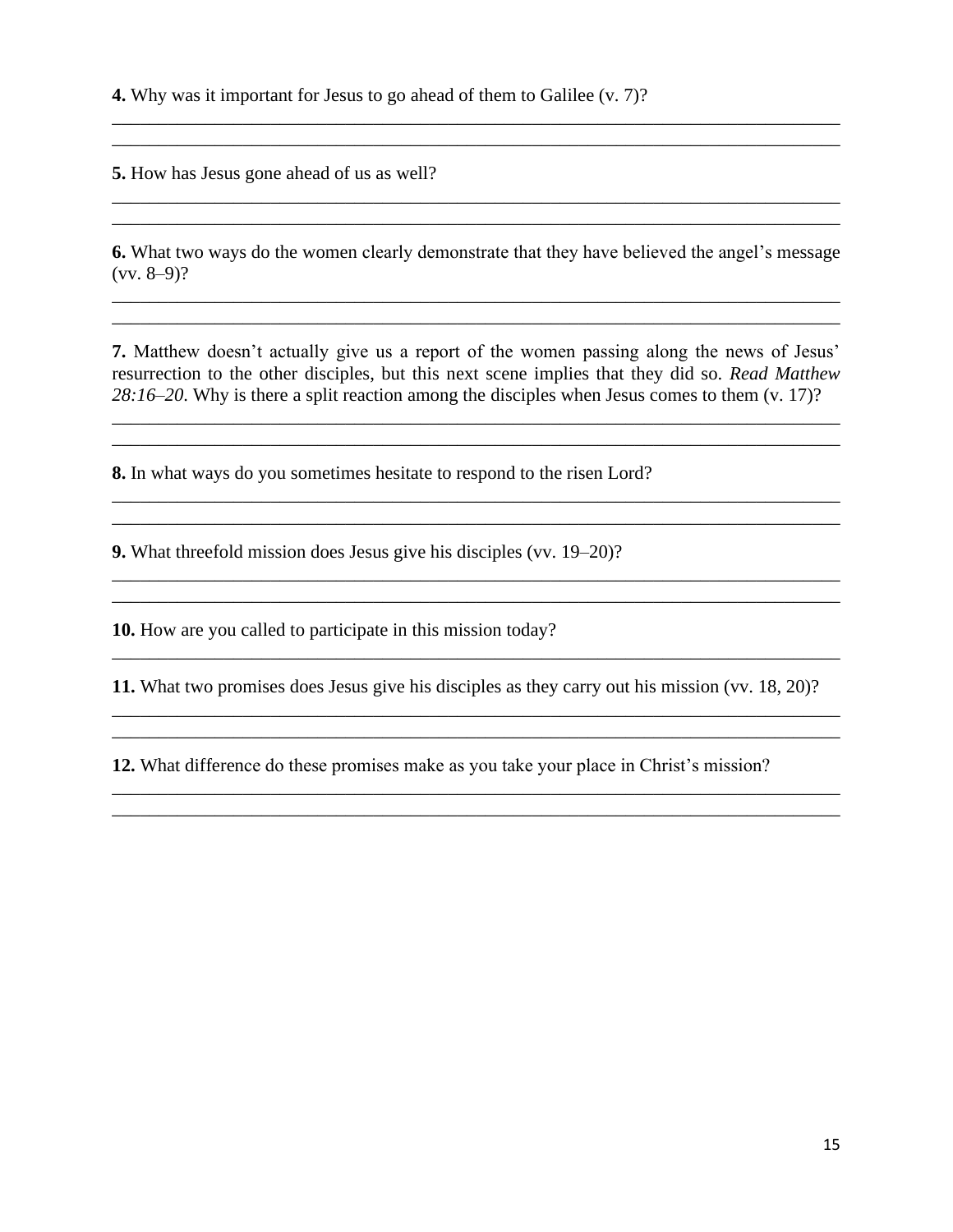**4.** Why was it important for Jesus to go ahead of them to Galilee (v. 7)?

______________________________________________________________________________
______________________________________________________________________________

**5.** How has Jesus gone ahead of us as well?

______________________________________________________________________________
______________________________________________________________________________

**6.** What two ways do the women clearly demonstrate that they have believed the angel's message (vv. 8–9)?

______________________________________________________________________________
______________________________________________________________________________

**7.** Matthew doesn't actually give us a report of the women passing along the news of Jesus' resurrection to the other disciples, but this next scene implies that they did so. *Read Matthew 28:16–20.* Why is there a split reaction among the disciples when Jesus comes to them (v. 17)?

______________________________________________________________________________
______________________________________________________________________________

**8.** In what ways do you sometimes hesitate to respond to the risen Lord?

______________________________________________________________________________
______________________________________________________________________________

**9.** What threefold mission does Jesus give his disciples (vv. 19–20)?

______________________________________________________________________________
______________________________________________________________________________

**10.** How are you called to participate in this mission today?

______________________________________________________________________________

**11.** What two promises does Jesus give his disciples as they carry out his mission (vv. 18, 20)?

______________________________________________________________________________
______________________________________________________________________________

**12.** What difference do these promises make as you take your place in Christ's mission?

______________________________________________________________________________
______________________________________________________________________________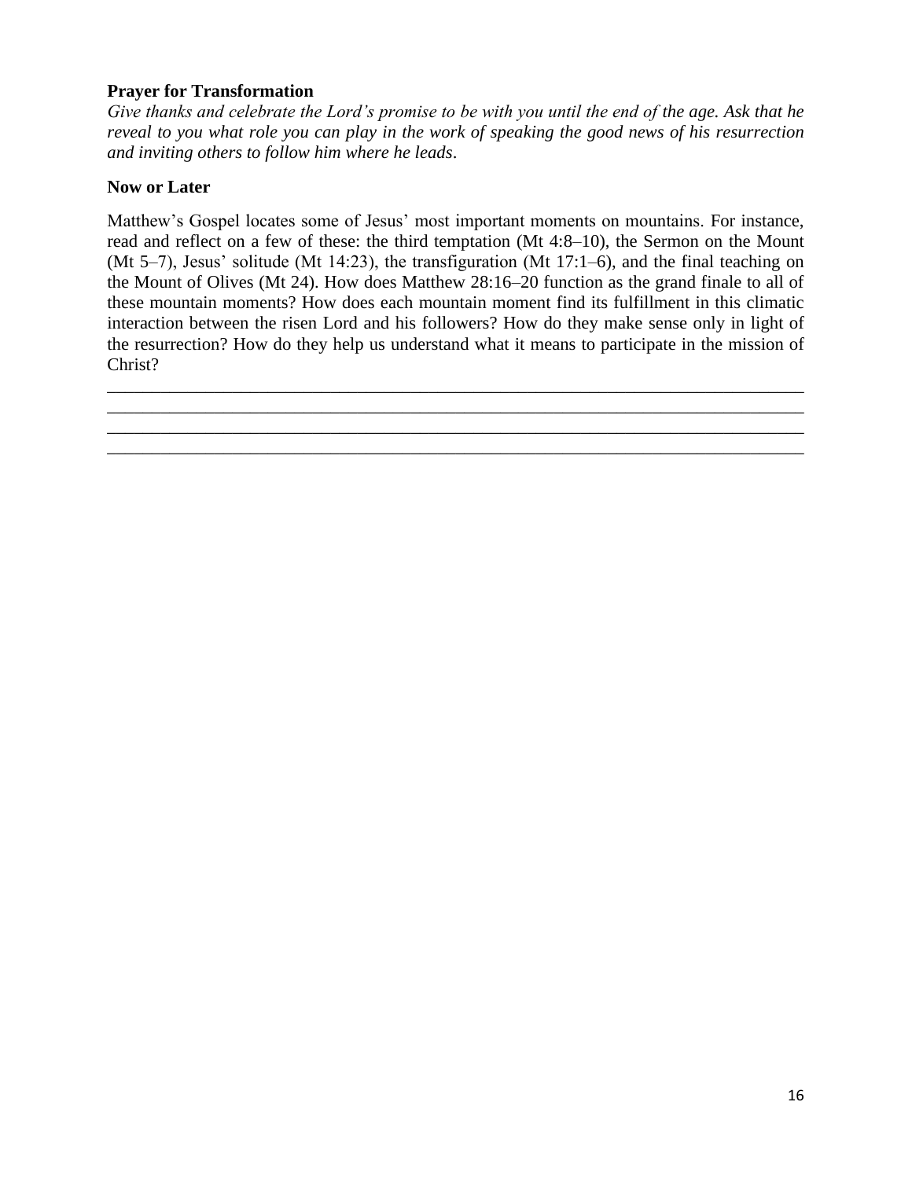**Prayer for Transformation**

*Give thanks and celebrate the Lord's promise to be with you until the end of the age. Ask that he reveal to you what role you can play in the work of speaking the good news of his resurrection and inviting others to follow him where he leads.*

**Now or Later**

Matthew's Gospel locates some of Jesus' most important moments on mountains. For instance, read and reflect on a few of these: the third temptation (Mt 4:8–10), the Sermon on the Mount (Mt 5–7), Jesus' solitude (Mt 14:23), the transfiguration (Mt 17:1–6), and the final teaching on the Mount of Olives (Mt 24). How does Matthew 28:16–20 function as the grand finale to all of these mountain moments? How does each mountain moment find its fulfillment in this climatic interaction between the risen Lord and his followers? How do they make sense only in light of the resurrection? How do they help us understand what it means to participate in the mission of Christ?

________________________________________________________________________________
________________________________________________________________________________
________________________________________________________________________________
________________________________________________________________________________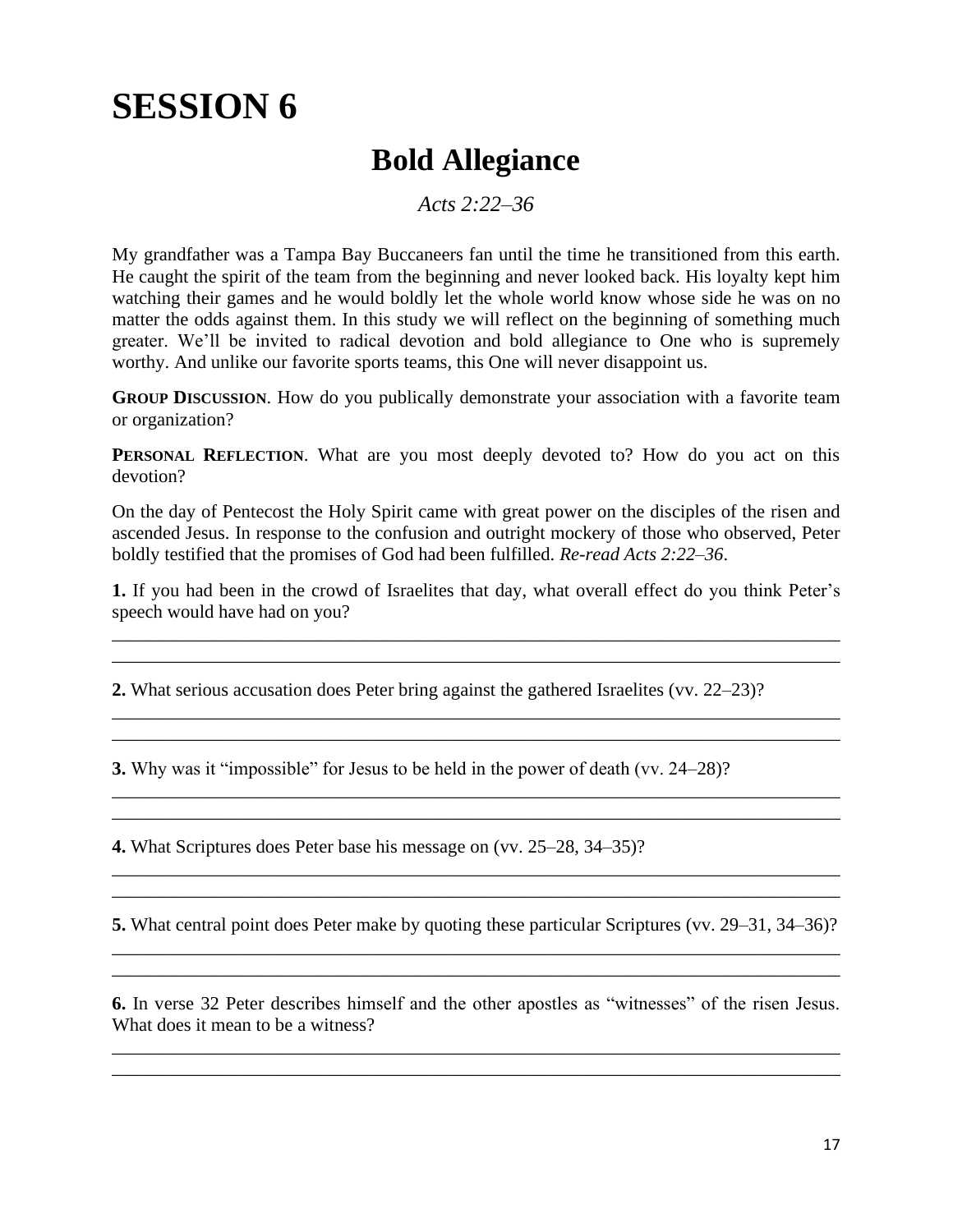# SESSION 6

## Bold Allegiance

*Acts 2:22–36*

My grandfather was a Tampa Bay Buccaneers fan until the time he transitioned from this earth. He caught the spirit of the team from the beginning and never looked back. His loyalty kept him watching their games and he would boldly let the whole world know whose side he was on no matter the odds against them. In this study we will reflect on the beginning of something much greater. We'll be invited to radical devotion and bold allegiance to One who is supremely worthy. And unlike our favorite sports teams, this One will never disappoint us.

**GROUP DISCUSSION**. How do you publically demonstrate your association with a favorite team or organization?

**PERSONAL REFLECTION**. What are you most deeply devoted to? How do you act on this devotion?

On the day of Pentecost the Holy Spirit came with great power on the disciples of the risen and ascended Jesus. In response to the confusion and outright mockery of those who observed, Peter boldly testified that the promises of God had been fulfilled. *Re-read Acts 2:22–36*.

**1.** If you had been in the crowd of Israelites that day, what overall effect do you think Peter's speech would have had on you?

\_\_\_\_\_\_\_\_\_\_\_\_\_\_\_\_\_\_\_\_\_\_\_\_\_\_\_\_\_\_\_\_\_\_\_\_\_\_\_\_\_\_\_\_\_\_\_\_\_\_\_\_\_\_\_\_\_\_\_\_\_\_\_\_\_\_\_\_\_\_\_\_\_\_\_\_

\_\_\_\_\_\_\_\_\_\_\_\_\_\_\_\_\_\_\_\_\_\_\_\_\_\_\_\_\_\_\_\_\_\_\_\_\_\_\_\_\_\_\_\_\_\_\_\_\_\_\_\_\_\_\_\_\_\_\_\_\_\_\_\_\_\_\_\_\_\_\_\_\_\_\_\_

**2.** What serious accusation does Peter bring against the gathered Israelites (vv. 22–23)?

\_\_\_\_\_\_\_\_\_\_\_\_\_\_\_\_\_\_\_\_\_\_\_\_\_\_\_\_\_\_\_\_\_\_\_\_\_\_\_\_\_\_\_\_\_\_\_\_\_\_\_\_\_\_\_\_\_\_\_\_\_\_\_\_\_\_\_\_\_\_\_\_\_\_\_\_

\_\_\_\_\_\_\_\_\_\_\_\_\_\_\_\_\_\_\_\_\_\_\_\_\_\_\_\_\_\_\_\_\_\_\_\_\_\_\_\_\_\_\_\_\_\_\_\_\_\_\_\_\_\_\_\_\_\_\_\_\_\_\_\_\_\_\_\_\_\_\_\_\_\_\_\_

**3.** Why was it "impossible" for Jesus to be held in the power of death (vv. 24–28)?

\_\_\_\_\_\_\_\_\_\_\_\_\_\_\_\_\_\_\_\_\_\_\_\_\_\_\_\_\_\_\_\_\_\_\_\_\_\_\_\_\_\_\_\_\_\_\_\_\_\_\_\_\_\_\_\_\_\_\_\_\_\_\_\_\_\_\_\_\_\_\_\_\_\_\_\_

\_\_\_\_\_\_\_\_\_\_\_\_\_\_\_\_\_\_\_\_\_\_\_\_\_\_\_\_\_\_\_\_\_\_\_\_\_\_\_\_\_\_\_\_\_\_\_\_\_\_\_\_\_\_\_\_\_\_\_\_\_\_\_\_\_\_\_\_\_\_\_\_\_\_\_\_

**4.** What Scriptures does Peter base his message on (vv. 25–28, 34–35)?

\_\_\_\_\_\_\_\_\_\_\_\_\_\_\_\_\_\_\_\_\_\_\_\_\_\_\_\_\_\_\_\_\_\_\_\_\_\_\_\_\_\_\_\_\_\_\_\_\_\_\_\_\_\_\_\_\_\_\_\_\_\_\_\_\_\_\_\_\_\_\_\_\_\_\_\_

\_\_\_\_\_\_\_\_\_\_\_\_\_\_\_\_\_\_\_\_\_\_\_\_\_\_\_\_\_\_\_\_\_\_\_\_\_\_\_\_\_\_\_\_\_\_\_\_\_\_\_\_\_\_\_\_\_\_\_\_\_\_\_\_\_\_\_\_\_\_\_\_\_\_\_\_

**5.** What central point does Peter make by quoting these particular Scriptures (vv. 29–31, 34–36)?

\_\_\_\_\_\_\_\_\_\_\_\_\_\_\_\_\_\_\_\_\_\_\_\_\_\_\_\_\_\_\_\_\_\_\_\_\_\_\_\_\_\_\_\_\_\_\_\_\_\_\_\_\_\_\_\_\_\_\_\_\_\_\_\_\_\_\_\_\_\_\_\_\_\_\_\_

\_\_\_\_\_\_\_\_\_\_\_\_\_\_\_\_\_\_\_\_\_\_\_\_\_\_\_\_\_\_\_\_\_\_\_\_\_\_\_\_\_\_\_\_\_\_\_\_\_\_\_\_\_\_\_\_\_\_\_\_\_\_\_\_\_\_\_\_\_\_\_\_\_\_\_\_

**6.** In verse 32 Peter describes himself and the other apostles as "witnesses" of the risen Jesus. What does it mean to be a witness?

\_\_\_\_\_\_\_\_\_\_\_\_\_\_\_\_\_\_\_\_\_\_\_\_\_\_\_\_\_\_\_\_\_\_\_\_\_\_\_\_\_\_\_\_\_\_\_\_\_\_\_\_\_\_\_\_\_\_\_\_\_\_\_\_\_\_\_\_\_\_\_\_\_\_\_\_

\_\_\_\_\_\_\_\_\_\_\_\_\_\_\_\_\_\_\_\_\_\_\_\_\_\_\_\_\_\_\_\_\_\_\_\_\_\_\_\_\_\_\_\_\_\_\_\_\_\_\_\_\_\_\_\_\_\_\_\_\_\_\_\_\_\_\_\_\_\_\_\_\_\_\_\_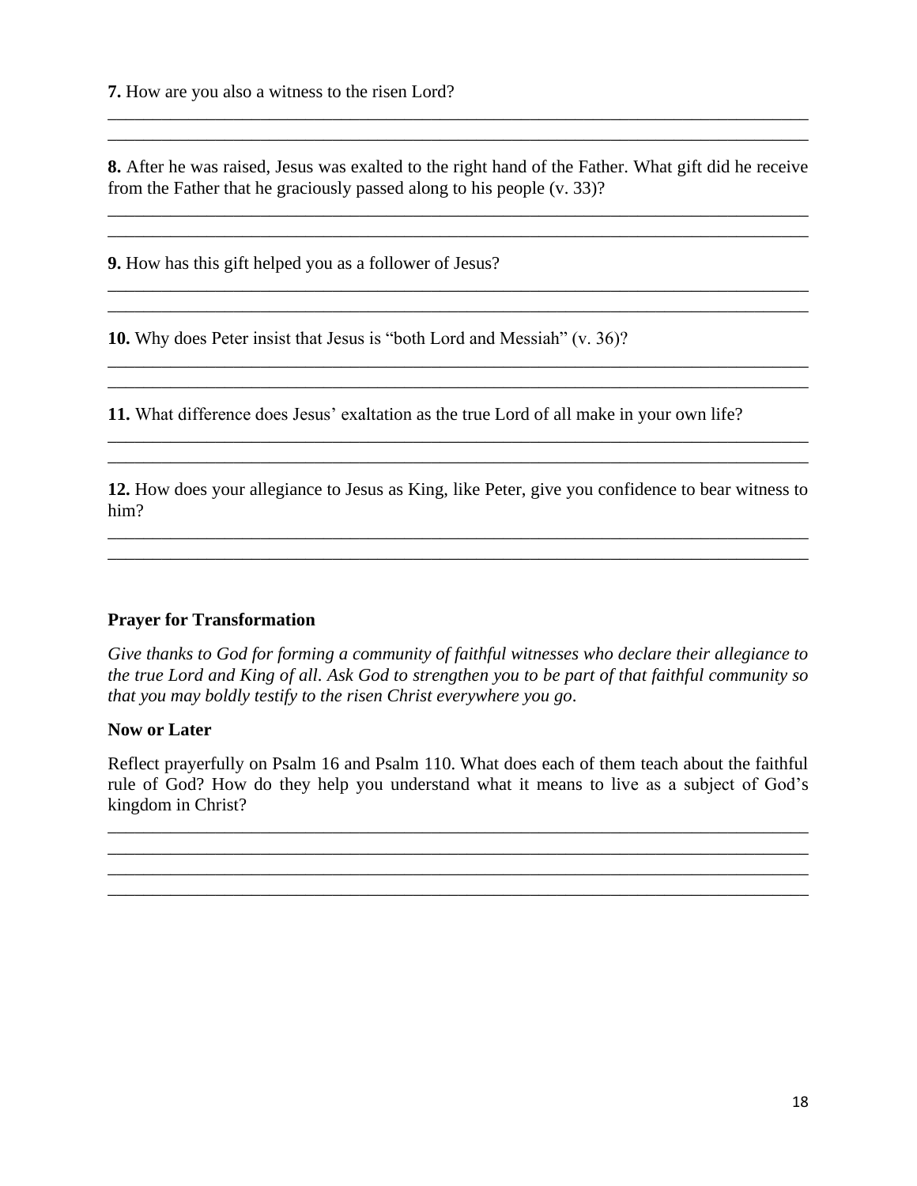**7.** How are you also a witness to the risen Lord?

______________________________________________________________________________
______________________________________________________________________________

**8.** After he was raised, Jesus was exalted to the right hand of the Father. What gift did he receive from the Father that he graciously passed along to his people (v. 33)?

______________________________________________________________________________
______________________________________________________________________________

**9.** How has this gift helped you as a follower of Jesus?

______________________________________________________________________________
______________________________________________________________________________

**10.** Why does Peter insist that Jesus is "both Lord and Messiah" (v. 36)?

______________________________________________________________________________
______________________________________________________________________________

**11.** What difference does Jesus' exaltation as the true Lord of all make in your own life?

______________________________________________________________________________
______________________________________________________________________________

**12.** How does your allegiance to Jesus as King, like Peter, give you confidence to bear witness to him?

______________________________________________________________________________
______________________________________________________________________________

**Prayer for Transformation**

*Give thanks to God for forming a community of faithful witnesses who declare their allegiance to the true Lord and King of all. Ask God to strengthen you to be part of that faithful community so that you may boldly testify to the risen Christ everywhere you go.*

**Now or Later**

Reflect prayerfully on Psalm 16 and Psalm 110. What does each of them teach about the faithful rule of God? How do they help you understand what it means to live as a subject of God's kingdom in Christ?

______________________________________________________________________________
______________________________________________________________________________
______________________________________________________________________________
______________________________________________________________________________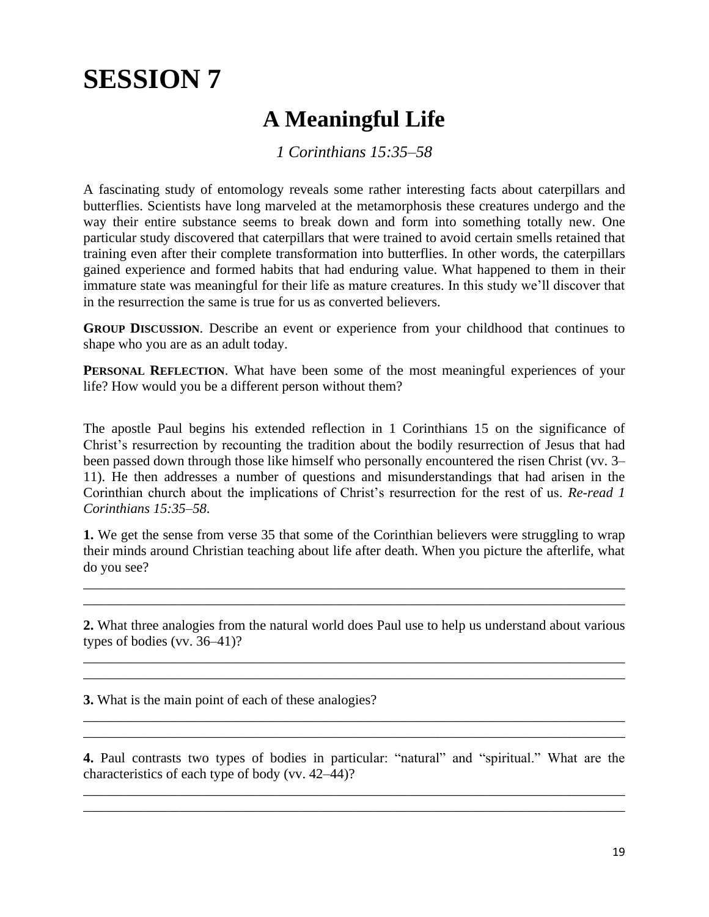# SESSION 7

## A Meaningful Life

*1 Corinthians 15:35–58*

A fascinating study of entomology reveals some rather interesting facts about caterpillars and butterflies. Scientists have long marveled at the metamorphosis these creatures undergo and the way their entire substance seems to break down and form into something totally new. One particular study discovered that caterpillars that were trained to avoid certain smells retained that training even after their complete transformation into butterflies. In other words, the caterpillars gained experience and formed habits that had enduring value. What happened to them in their immature state was meaningful for their life as mature creatures. In this study we'll discover that in the resurrection the same is true for us as converted believers.

**Group Discussion**. Describe an event or experience from your childhood that continues to shape who you are as an adult today.

**Personal Reflection**. What have been some of the most meaningful experiences of your life? How would you be a different person without them?

The apostle Paul begins his extended reflection in 1 Corinthians 15 on the significance of Christ's resurrection by recounting the tradition about the bodily resurrection of Jesus that had been passed down through those like himself who personally encountered the risen Christ (vv. 3–11). He then addresses a number of questions and misunderstandings that had arisen in the Corinthian church about the implications of Christ's resurrection for the rest of us. *Re-read 1 Corinthians 15:35–58*.

**1.** We get the sense from verse 35 that some of the Corinthian believers were struggling to wrap their minds around Christian teaching about life after death. When you picture the afterlife, what do you see?

______________________________________________________________________________
______________________________________________________________________________

**2.** What three analogies from the natural world does Paul use to help us understand about various types of bodies (vv. 36–41)?

______________________________________________________________________________
______________________________________________________________________________

**3.** What is the main point of each of these analogies?

______________________________________________________________________________
______________________________________________________________________________

**4.** Paul contrasts two types of bodies in particular: "natural" and "spiritual." What are the characteristics of each type of body (vv. 42–44)?

______________________________________________________________________________
______________________________________________________________________________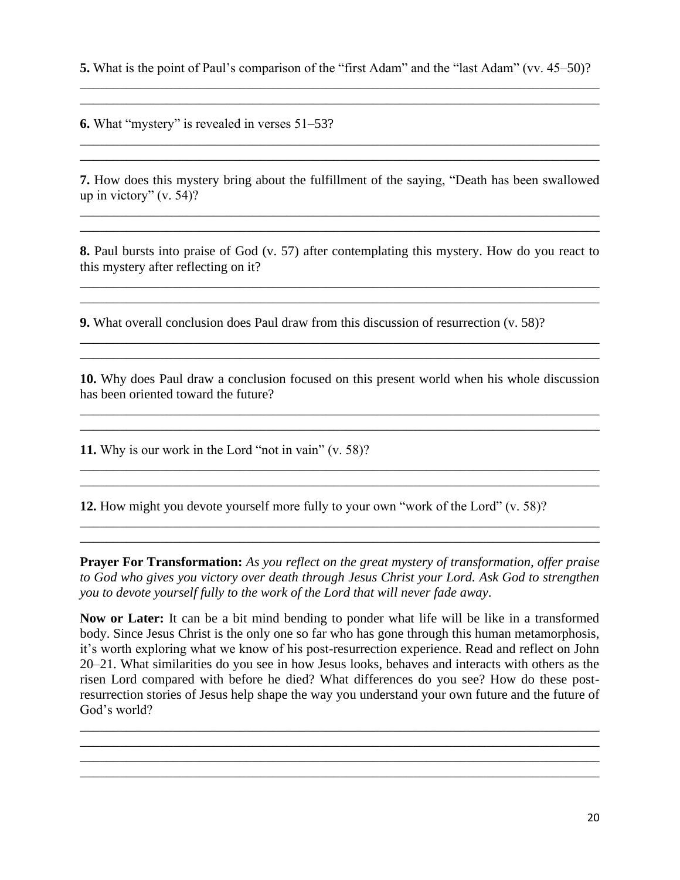**5.** What is the point of Paul's comparison of the "first Adam" and the "last Adam" (vv. 45–50)?

______________________________________________________________________________
______________________________________________________________________________

**6.** What "mystery" is revealed in verses 51–53?

______________________________________________________________________________
______________________________________________________________________________

**7.** How does this mystery bring about the fulfillment of the saying, "Death has been swallowed up in victory" (v. 54)?

______________________________________________________________________________
______________________________________________________________________________

**8.** Paul bursts into praise of God (v. 57) after contemplating this mystery. How do you react to this mystery after reflecting on it?

______________________________________________________________________________
______________________________________________________________________________

**9.** What overall conclusion does Paul draw from this discussion of resurrection (v. 58)?

______________________________________________________________________________
______________________________________________________________________________

**10.** Why does Paul draw a conclusion focused on this present world when his whole discussion has been oriented toward the future?

______________________________________________________________________________
______________________________________________________________________________

**11.** Why is our work in the Lord "not in vain" (v. 58)?

______________________________________________________________________________
______________________________________________________________________________

**12.** How might you devote yourself more fully to your own "work of the Lord" (v. 58)?

______________________________________________________________________________
______________________________________________________________________________

**Prayer For Transformation:** *As you reflect on the great mystery of transformation, offer praise to God who gives you victory over death through Jesus Christ your Lord. Ask God to strengthen you to devote yourself fully to the work of the Lord that will never fade away*.

**Now or Later:** It can be a bit mind bending to ponder what life will be like in a transformed body. Since Jesus Christ is the only one so far who has gone through this human metamorphosis, it's worth exploring what we know of his post-resurrection experience. Read and reflect on John 20–21. What similarities do you see in how Jesus looks, behaves and interacts with others as the risen Lord compared with before he died? What differences do you see? How do these post-resurrection stories of Jesus help shape the way you understand your own future and the future of God's world?

______________________________________________________________________________
______________________________________________________________________________
______________________________________________________________________________
______________________________________________________________________________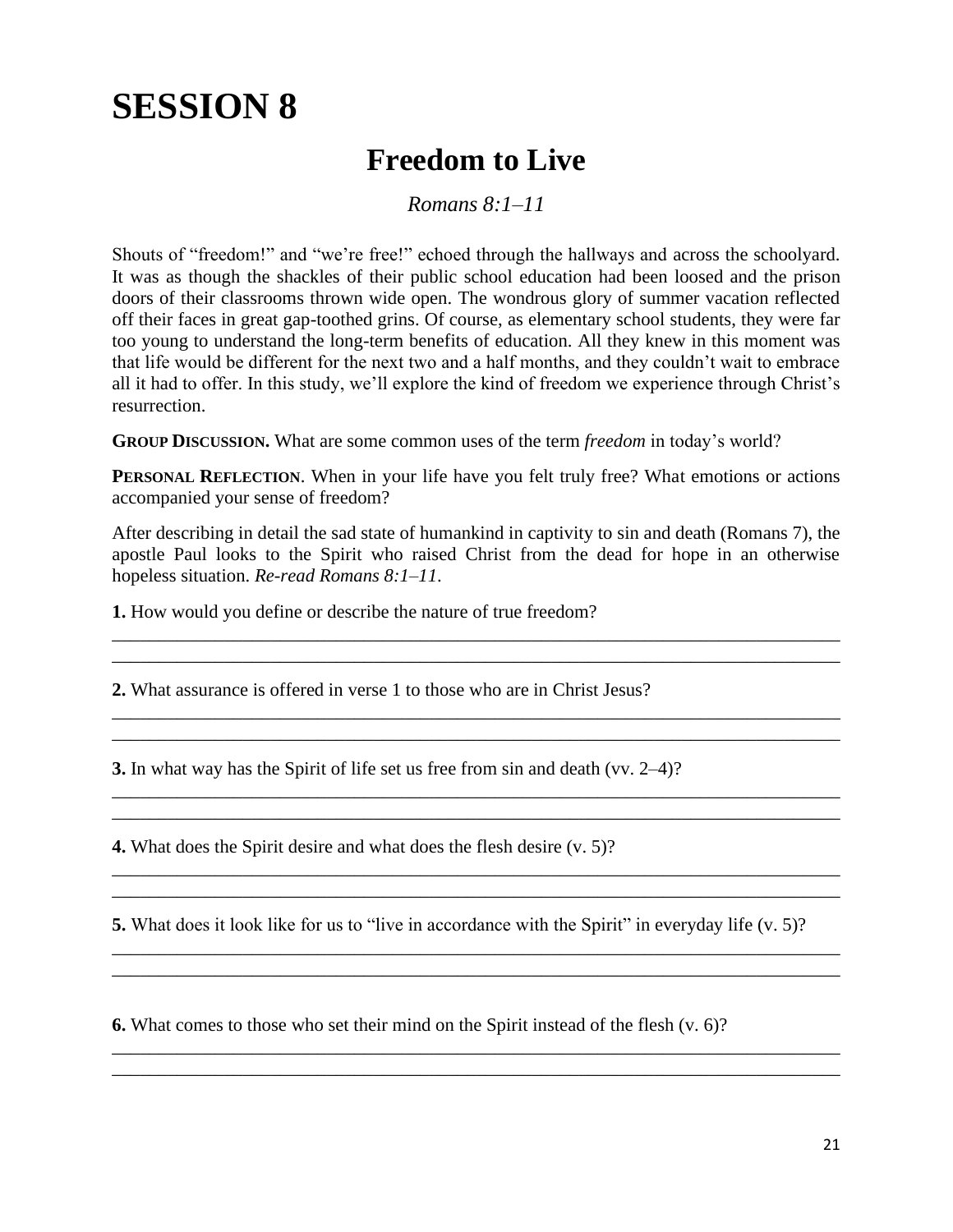# SESSION 8

## Freedom to Live

*Romans 8:1–11*

Shouts of "freedom!" and "we're free!" echoed through the hallways and across the schoolyard. It was as though the shackles of their public school education had been loosed and the prison doors of their classrooms thrown wide open. The wondrous glory of summer vacation reflected off their faces in great gap-toothed grins. Of course, as elementary school students, they were far too young to understand the long-term benefits of education. All they knew in this moment was that life would be different for the next two and a half months, and they couldn't wait to embrace all it had to offer. In this study, we'll explore the kind of freedom we experience through Christ's resurrection.

**GROUP DISCUSSION.** What are some common uses of the term *freedom* in today's world?

**PERSONAL REFLECTION**. When in your life have you felt truly free? What emotions or actions accompanied your sense of freedom?

After describing in detail the sad state of humankind in captivity to sin and death (Romans 7), the apostle Paul looks to the Spirit who raised Christ from the dead for hope in an otherwise hopeless situation. *Re-read Romans 8:1–11.*

**1.** How would you define or describe the nature of true freedom?

______________________________________________________________________________
______________________________________________________________________________

**2.** What assurance is offered in verse 1 to those who are in Christ Jesus?

______________________________________________________________________________
______________________________________________________________________________

**3.** In what way has the Spirit of life set us free from sin and death (vv. 2–4)?

______________________________________________________________________________
______________________________________________________________________________

**4.** What does the Spirit desire and what does the flesh desire (v. 5)?

______________________________________________________________________________
______________________________________________________________________________

**5.** What does it look like for us to "live in accordance with the Spirit" in everyday life (v. 5)?

______________________________________________________________________________
______________________________________________________________________________

**6.** What comes to those who set their mind on the Spirit instead of the flesh (v. 6)?

______________________________________________________________________________
______________________________________________________________________________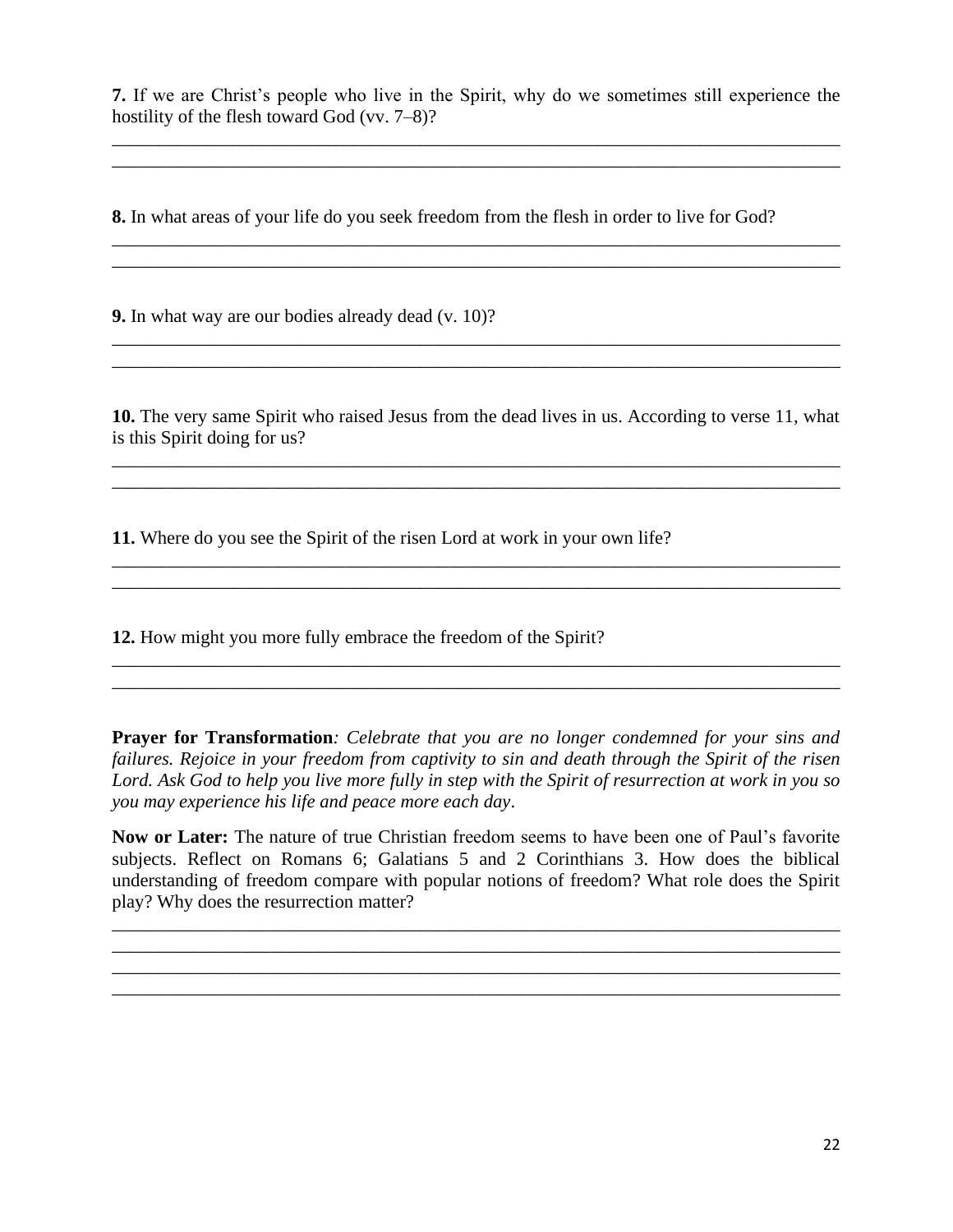**7.** If we are Christ's people who live in the Spirit, why do we sometimes still experience the hostility of the flesh toward God (vv. 7–8)?

______________________________________________________________________________
______________________________________________________________________________

**8.** In what areas of your life do you seek freedom from the flesh in order to live for God?

______________________________________________________________________________
______________________________________________________________________________

**9.** In what way are our bodies already dead (v. 10)?

______________________________________________________________________________
______________________________________________________________________________

**10.** The very same Spirit who raised Jesus from the dead lives in us. According to verse 11, what is this Spirit doing for us?

______________________________________________________________________________
______________________________________________________________________________

**11.** Where do you see the Spirit of the risen Lord at work in your own life?

______________________________________________________________________________
______________________________________________________________________________

**12.** How might you more fully embrace the freedom of the Spirit?

______________________________________________________________________________
______________________________________________________________________________

**Prayer for Transformation***: Celebrate that you are no longer condemned for your sins and failures. Rejoice in your freedom from captivity to sin and death through the Spirit of the risen Lord. Ask God to help you live more fully in step with the Spirit of resurrection at work in you so you may experience his life and peace more each day*.

**Now or Later:** The nature of true Christian freedom seems to have been one of Paul's favorite subjects. Reflect on Romans 6; Galatians 5 and 2 Corinthians 3. How does the biblical understanding of freedom compare with popular notions of freedom? What role does the Spirit play? Why does the resurrection matter?

______________________________________________________________________________
______________________________________________________________________________
______________________________________________________________________________
______________________________________________________________________________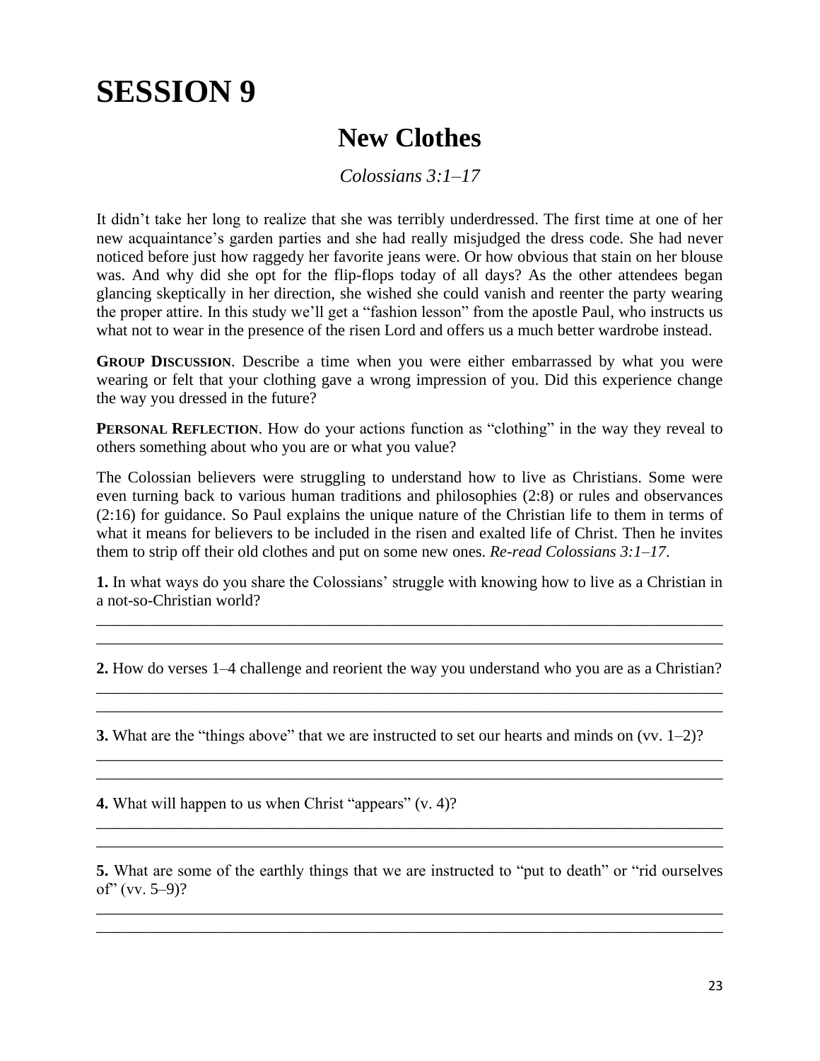# SESSION 9

## New Clothes

*Colossians 3:1–17*

It didn't take her long to realize that she was terribly underdressed. The first time at one of her new acquaintance's garden parties and she had really misjudged the dress code. She had never noticed before just how raggedy her favorite jeans were. Or how obvious that stain on her blouse was. And why did she opt for the flip-flops today of all days? As the other attendees began glancing skeptically in her direction, she wished she could vanish and reenter the party wearing the proper attire. In this study we'll get a "fashion lesson" from the apostle Paul, who instructs us what not to wear in the presence of the risen Lord and offers us a much better wardrobe instead.

**Group Discussion**. Describe a time when you were either embarrassed by what you were wearing or felt that your clothing gave a wrong impression of you. Did this experience change the way you dressed in the future?

**Personal Reflection**. How do your actions function as "clothing" in the way they reveal to others something about who you are or what you value?

The Colossian believers were struggling to understand how to live as Christians. Some were even turning back to various human traditions and philosophies (2:8) or rules and observances (2:16) for guidance. So Paul explains the unique nature of the Christian life to them in terms of what it means for believers to be included in the risen and exalted life of Christ. Then he invites them to strip off their old clothes and put on some new ones. *Re-read Colossians 3:1–17*.

**1.** In what ways do you share the Colossians' struggle with knowing how to live as a Christian in a not-so-Christian world?

______________________________________________________________________________

______________________________________________________________________________

**2.** How do verses 1–4 challenge and reorient the way you understand who you are as a Christian?

______________________________________________________________________________

______________________________________________________________________________

**3.** What are the "things above" that we are instructed to set our hearts and minds on (vv. 1–2)?

______________________________________________________________________________

______________________________________________________________________________

**4.** What will happen to us when Christ "appears" (v. 4)?

______________________________________________________________________________

______________________________________________________________________________

**5.** What are some of the earthly things that we are instructed to "put to death" or "rid ourselves of" (vv. 5–9)?

______________________________________________________________________________

______________________________________________________________________________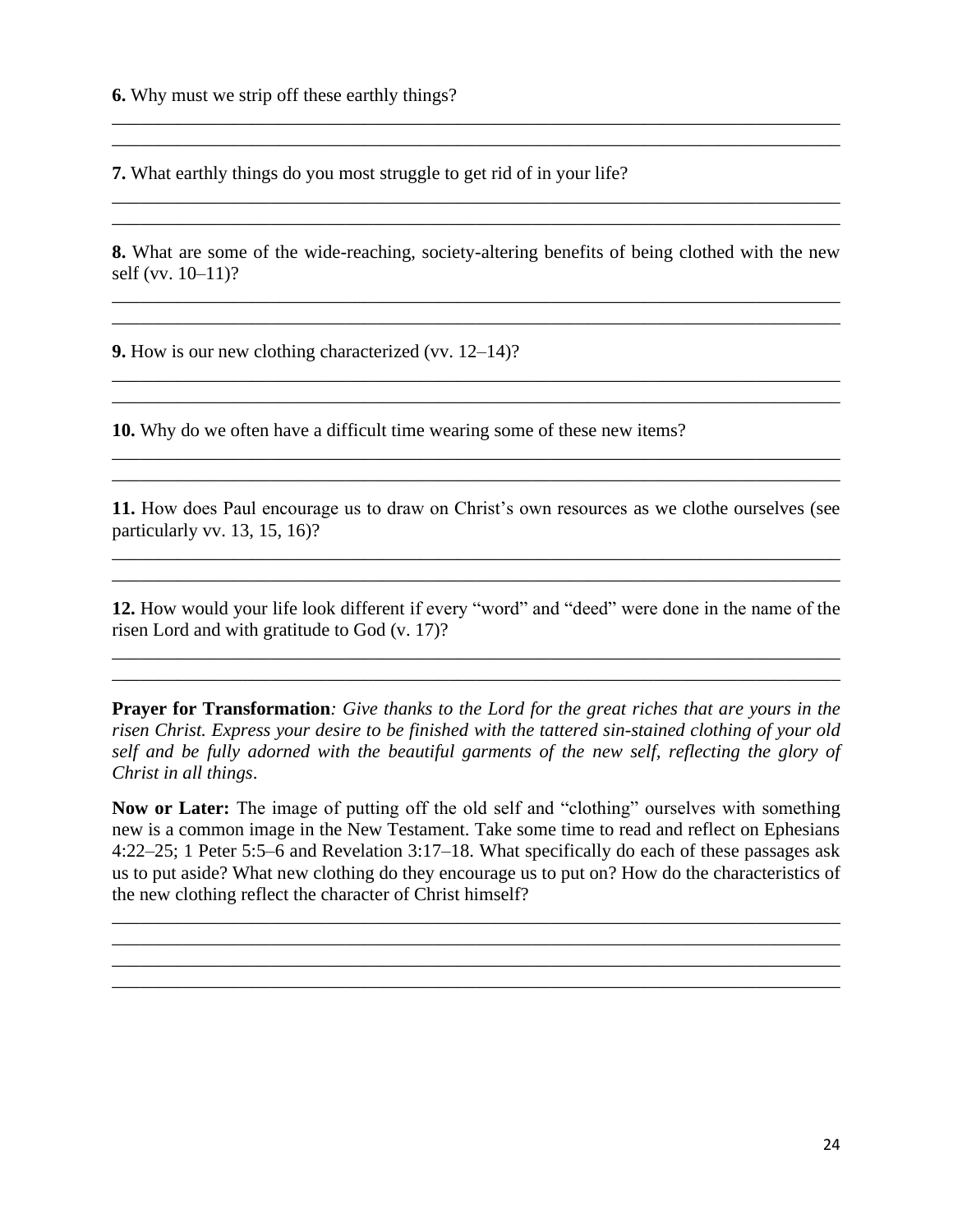**6.** Why must we strip off these earthly things?

________________________________________________________________________________
________________________________________________________________________________

**7.** What earthly things do you most struggle to get rid of in your life?

________________________________________________________________________________
________________________________________________________________________________

**8.** What are some of the wide-reaching, society-altering benefits of being clothed with the new self (vv. 10–11)?

________________________________________________________________________________
________________________________________________________________________________

**9.** How is our new clothing characterized (vv. 12–14)?

________________________________________________________________________________
________________________________________________________________________________

**10.** Why do we often have a difficult time wearing some of these new items?

________________________________________________________________________________
________________________________________________________________________________

**11.** How does Paul encourage us to draw on Christ's own resources as we clothe ourselves (see particularly vv. 13, 15, 16)?

________________________________________________________________________________
________________________________________________________________________________

**12.** How would your life look different if every "word" and "deed" were done in the name of the risen Lord and with gratitude to God (v. 17)?

________________________________________________________________________________
________________________________________________________________________________

**Prayer for Transformation***: Give thanks to the Lord for the great riches that are yours in the risen Christ. Express your desire to be finished with the tattered sin-stained clothing of your old self and be fully adorned with the beautiful garments of the new self, reflecting the glory of Christ in all things*.

**Now or Later:** The image of putting off the old self and "clothing" ourselves with something new is a common image in the New Testament. Take some time to read and reflect on Ephesians 4:22–25; 1 Peter 5:5–6 and Revelation 3:17–18. What specifically do each of these passages ask us to put aside? What new clothing do they encourage us to put on? How do the characteristics of the new clothing reflect the character of Christ himself?

________________________________________________________________________________
________________________________________________________________________________
________________________________________________________________________________
________________________________________________________________________________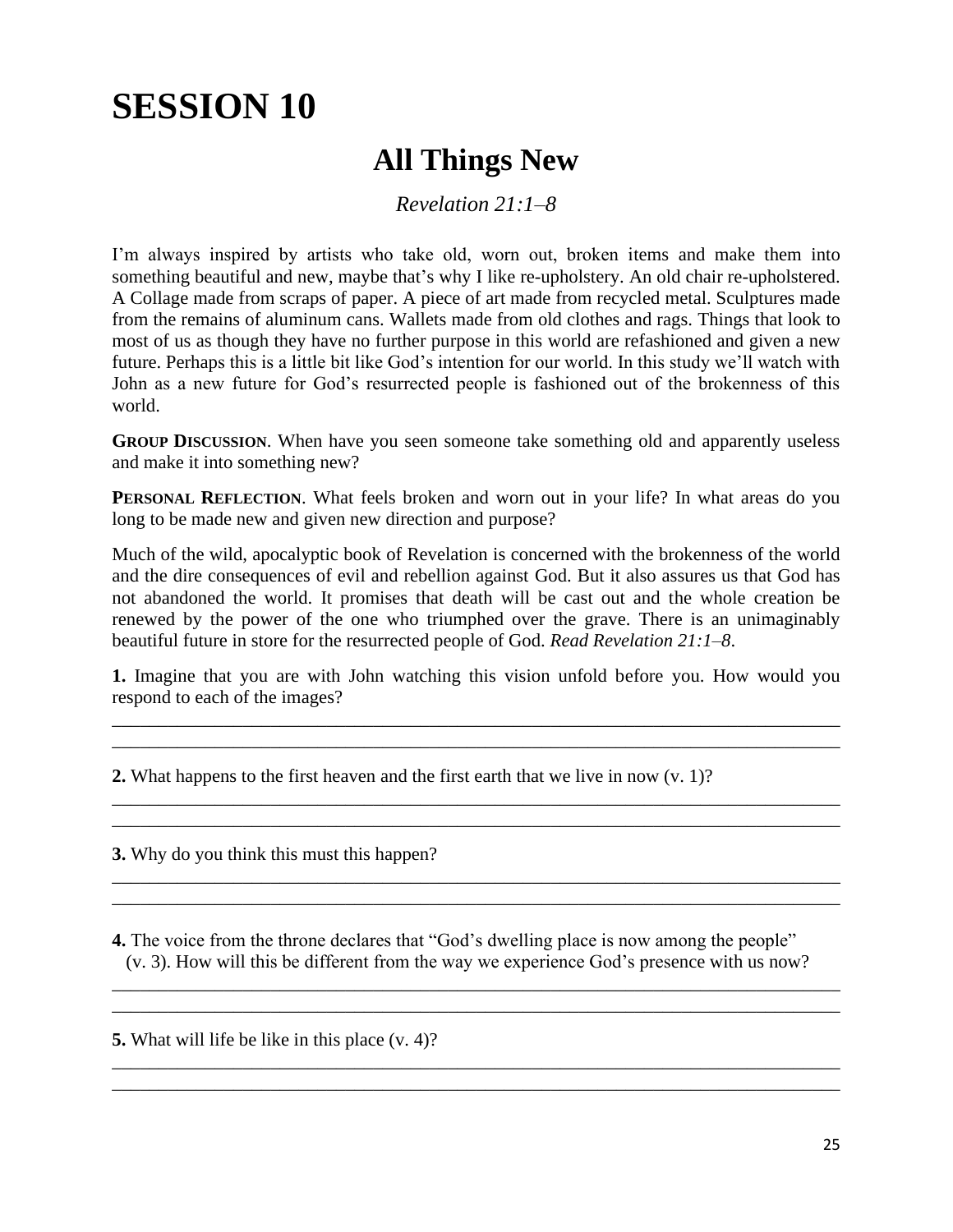# SESSION 10

## All Things New

*Revelation 21:1–8*

I'm always inspired by artists who take old, worn out, broken items and make them into something beautiful and new, maybe that's why I like re-upholstery. An old chair re-upholstered. A Collage made from scraps of paper. A piece of art made from recycled metal. Sculptures made from the remains of aluminum cans. Wallets made from old clothes and rags. Things that look to most of us as though they have no further purpose in this world are refashioned and given a new future. Perhaps this is a little bit like God's intention for our world. In this study we'll watch with John as a new future for God's resurrected people is fashioned out of the brokenness of this world.

**GROUP DISCUSSION**. When have you seen someone take something old and apparently useless and make it into something new?

**PERSONAL REFLECTION**. What feels broken and worn out in your life? In what areas do you long to be made new and given new direction and purpose?

Much of the wild, apocalyptic book of Revelation is concerned with the brokenness of the world and the dire consequences of evil and rebellion against God. But it also assures us that God has not abandoned the world. It promises that death will be cast out and the whole creation be renewed by the power of the one who triumphed over the grave. There is an unimaginably beautiful future in store for the resurrected people of God. *Read Revelation 21:1–8*.

**1.** Imagine that you are with John watching this vision unfold before you. How would you respond to each of the images?

_______________________________________________________________________________
_______________________________________________________________________________

**2.** What happens to the first heaven and the first earth that we live in now (v. 1)?

_______________________________________________________________________________
_______________________________________________________________________________

**3.** Why do you think this must this happen?

_______________________________________________________________________________
_______________________________________________________________________________

**4.** The voice from the throne declares that "God's dwelling place is now among the people" (v. 3). How will this be different from the way we experience God's presence with us now?

_______________________________________________________________________________
_______________________________________________________________________________

**5.** What will life be like in this place (v. 4)?

_______________________________________________________________________________
_______________________________________________________________________________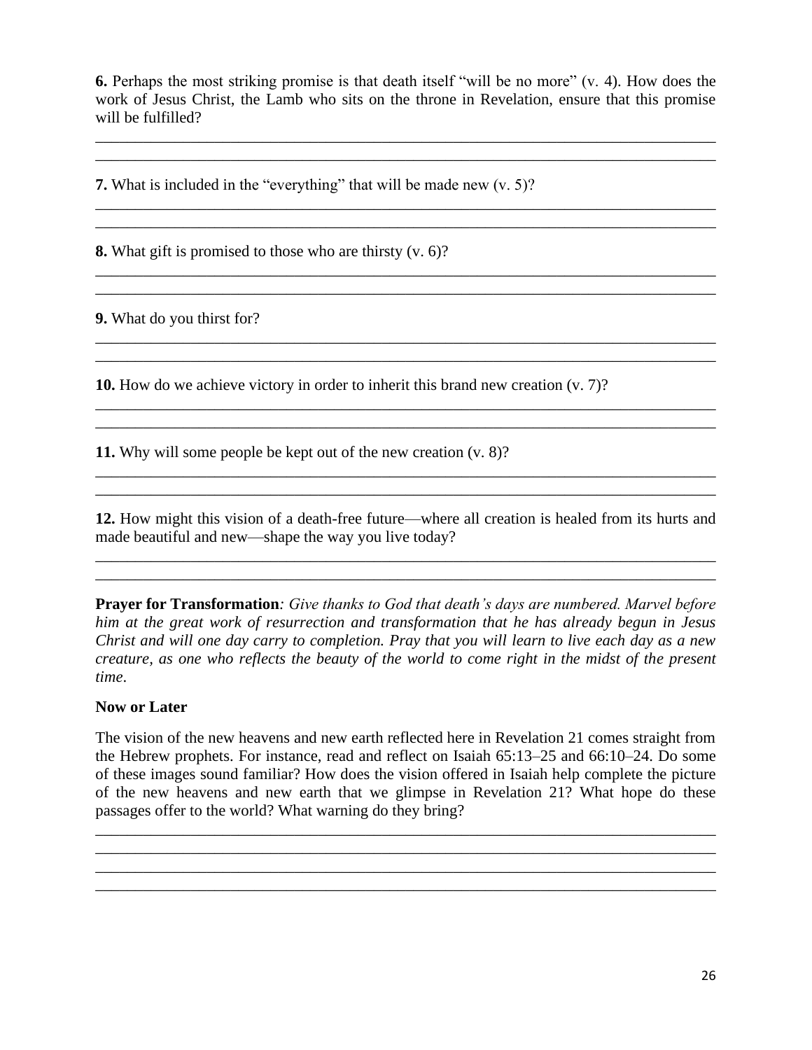**6.** Perhaps the most striking promise is that death itself "will be no more" (v. 4). How does the work of Jesus Christ, the Lamb who sits on the throne in Revelation, ensure that this promise will be fulfilled?

______________________________________________________________________________
______________________________________________________________________________

**7.** What is included in the "everything" that will be made new (v. 5)?

______________________________________________________________________________
______________________________________________________________________________

**8.** What gift is promised to those who are thirsty (v. 6)?

______________________________________________________________________________
______________________________________________________________________________

**9.** What do you thirst for?

______________________________________________________________________________
______________________________________________________________________________

**10.** How do we achieve victory in order to inherit this brand new creation (v. 7)?

______________________________________________________________________________
______________________________________________________________________________

**11.** Why will some people be kept out of the new creation (v. 8)?

______________________________________________________________________________
______________________________________________________________________________

**12.** How might this vision of a death-free future—where all creation is healed from its hurts and made beautiful and new—shape the way you live today?

______________________________________________________________________________
______________________________________________________________________________

**Prayer for Transformation***: Give thanks to God that death's days are numbered. Marvel before him at the great work of resurrection and transformation that he has already begun in Jesus Christ and will one day carry to completion. Pray that you will learn to live each day as a new creature, as one who reflects the beauty of the world to come right in the midst of the present time.*

**Now or Later**

The vision of the new heavens and new earth reflected here in Revelation 21 comes straight from the Hebrew prophets. For instance, read and reflect on Isaiah 65:13–25 and 66:10–24. Do some of these images sound familiar? How does the vision offered in Isaiah help complete the picture of the new heavens and new earth that we glimpse in Revelation 21? What hope do these passages offer to the world? What warning do they bring?

______________________________________________________________________________
______________________________________________________________________________
______________________________________________________________________________
______________________________________________________________________________